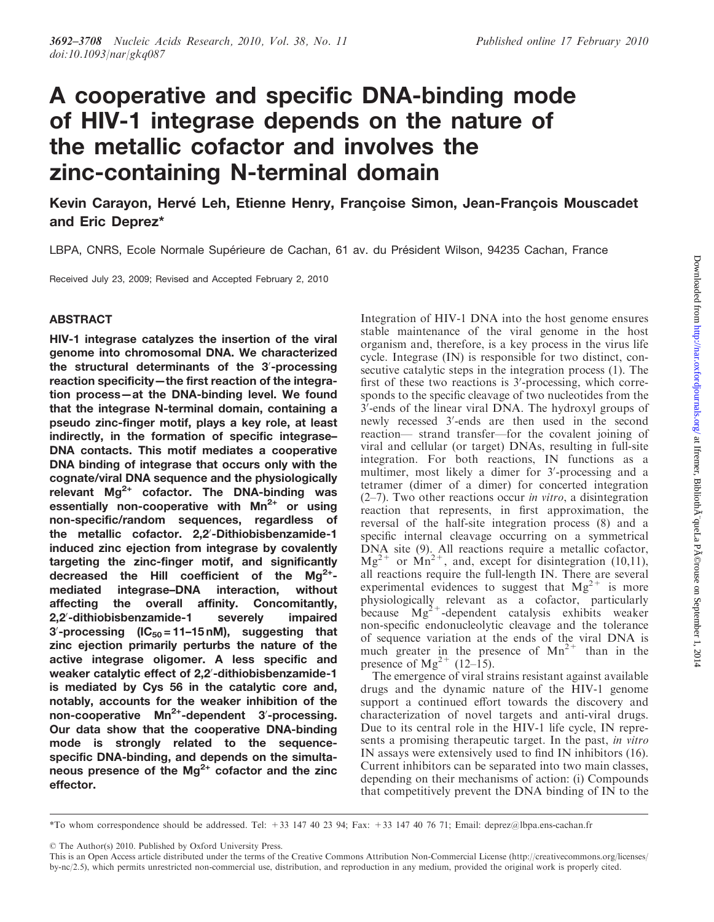# A cooperative and specific DNA-binding mode of HIV-1 integrase depends on the nature of the metallic cofactor and involves the zinc-containing N-terminal domain

**Kevin Carayon, Hervé Leh, Etienne Henry, Françoise Simon, Jean-François Mouscadet and Eric Deprez***

LBPA, CNRS, Ecole Normale Supérieure de Cachan, 61 av. du Président Wilson, 94235 Cachan, France

Received July 23, 2009; Revised and Accepted February 2, 2010

## ABSTRACT

**HIV-1 integrase catalyzes the insertion of the viral genome into chromosomal DNA. We characterized the structural determinants of the 3′-processing reaction specificity—the first reaction of the integration process—at the DNA-binding level. We found that the integrase N-terminal domain, containing a pseudo zinc-finger motif, plays a key role, at least indirectly, in the formation of specific integrase–DNA contacts. This motif mediates a cooperative DNA binding of integrase that occurs only with the cognate/viral DNA sequence and the physiologically relevant $Mg^{2+}$ cofactor. The DNA-binding was essentially non-cooperative with $Mn^{2+}$ or using non-specific/random sequences, regardless of the metallic cofactor. 2,2′-Dithiobisbenzamide-1 induced zinc ejection from integrase by covalently targeting the zinc-finger motif, and significantly decreased the Hill coefficient of the $Mg^{2+}$-mediated integrase–DNA interaction, without affecting the overall affinity. Concomitantly, 2,2′-dithiobisbenzamide-1 severely impaired 3′-processing ($IC_{50}$ = 11–15 nM), suggesting that zinc ejection primarily perturbs the nature of the active integrase oligomer. A less specific and weaker catalytic effect of 2,2′-dithiobisbenzamide-1 is mediated by Cys 56 in the catalytic core and, notably, accounts for the weaker inhibition of the non-cooperative $Mn^{2+}$-dependent 3′-processing. Our data show that the cooperative DNA-binding mode is strongly related to the sequence-specific DNA-binding, and depends on the simultaneous presence of the $Mg^{2+}$ cofactor and the zinc effector.**

Integration of HIV-1 DNA into the host genome ensures stable maintenance of the viral genome in the host organism and, therefore, is a key process in the virus life cycle. Integrase (IN) is responsible for two distinct, consecutive catalytic steps in the integration process (1). The first of these two reactions is 3′-processing, which corresponds to the specific cleavage of two nucleotides from the 3′-ends of the linear viral DNA. The hydroxyl groups of newly recessed 3′-ends are then used in the second reaction— strand transfer—for the covalent joining of viral and cellular (or target) DNAs, resulting in full-site integration. For both reactions, IN functions as a multimer, most likely a dimer for 3′-processing and a tetramer (dimer of a dimer) for concerted integration (2–7). Two other reactions occur *in vitro*, a disintegration reaction that represents, in first approximation, the reversal of the half-site integration process (8) and a specific internal cleavage occurring on a symmetrical DNA site (9). All reactions require a metallic cofactor, $Mg^{2+}$ or $Mn^{2+}$, and, except for disintegration (10,11), all reactions require the full-length IN. There are several experimental evidences to suggest that $Mg^{2+}$ is more physiologically relevant as a cofactor, particularly because $Mg^{2+}$-dependent catalysis exhibits weaker non-specific endonucleolytic cleavage and the tolerance of sequence variation at the ends of the viral DNA is much greater in the presence of $Mn^{2+}$ than in the presence of $Mg^{2+}$ (12–15).

The emergence of viral strains resistant against available drugs and the dynamic nature of the HIV-1 genome support a continued effort towards the discovery and characterization of novel targets and anti-viral drugs. Due to its central role in the HIV-1 life cycle, IN represents a promising therapeutic target. In the past, *in vitro* IN assays were extensively used to find IN inhibitors (16). Current inhibitors can be separated into two main classes, depending on their mechanisms of action: (i) Compounds that competitively prevent the DNA binding of IN to the

*To whom correspondence should be addressed. Tel: +33 147 40 23 94; Fax: +33 147 40 76 71; Email: deprez@lbpa.ens-cachan.fr

© The Author(s) 2010. Published by Oxford University Press.

This is an Open Access article distributed under the terms of the Creative Commons Attribution Non-Commercial License (http://creativecommons.org/licenses/by-nc/2.5), which permits unrestricted non-commercial use, distribution, and reproduction in any medium, provided the original work is properly cited.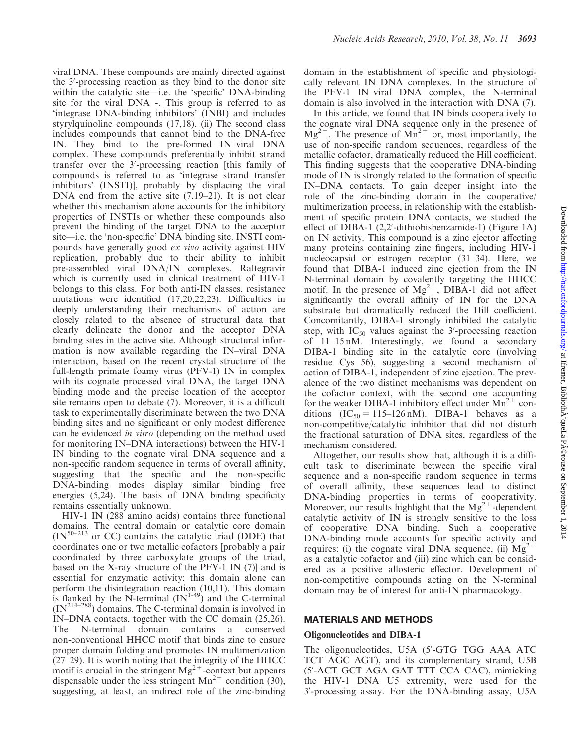viral DNA. These compounds are mainly directed against the 3′-processing reaction as they bind to the donor site within the catalytic site—i.e. the 'specific' DNA-binding site for the viral DNA -. This group is referred to as 'integrase DNA-binding inhibitors' (INBI) and includes styrylquinoline compounds (17,18). (ii) The second class includes compounds that cannot bind to the DNA-free IN. They bind to the pre-formed IN–viral DNA complex. These compounds preferentially inhibit strand transfer over the 3′-processing reaction [this family of compounds is referred to as 'integrase strand transfer inhibitors' (INSTI)], probably by displacing the viral DNA end from the active site (7,19–21). It is not clear whether this mechanism alone accounts for the inhibitory properties of INSTIs or whether these compounds also prevent the binding of the target DNA to the acceptor site—i.e. the 'non-specific' DNA binding site. INSTI compounds have generally good *ex vivo* activity against HIV replication, probably due to their ability to inhibit pre-assembled viral DNA/IN complexes. Raltegravir which is currently used in clinical treatment of HIV-1 belongs to this class. For both anti-IN classes, resistance mutations were identified (17,20,22,23). Difficulties in deeply understanding their mechanisms of action are closely related to the absence of structural data that clearly delineate the donor and the acceptor DNA binding sites in the active site. Although structural information is now available regarding the IN–viral DNA interaction, based on the recent crystal structure of the full-length primate foamy virus (PFV-1) IN in complex with its cognate processed viral DNA, the target DNA binding mode and the precise location of the acceptor site remains open to debate (7). Moreover, it is a difficult task to experimentally discriminate between the two DNA binding sites and no significant or only modest difference can be evidenced *in vitro* (depending on the method used for monitoring IN–DNA interactions) between the HIV-1 IN binding to the cognate viral DNA sequence and a non-specific random sequence in terms of overall affinity, suggesting that the specific and the non-specific DNA-binding modes display similar binding free energies (5,24). The basis of DNA binding specificity remains essentially unknown.

HIV-1 IN (288 amino acids) contains three functional domains. The central domain or catalytic core domain ($IN^{50–213}$ or CC) contains the catalytic triad (DDE) that coordinates one or two metallic cofactors [probably a pair coordinated by three carboxylate groups of the triad, based on the X-ray structure of the PFV-1 IN (7)] and is essential for enzymatic activity; this domain alone can perform the disintegration reaction (10,11). This domain is flanked by the N-terminal ($IN^{1-49}$) and the C-terminal ($IN^{214–288}$) domains. The C-terminal domain is involved in IN–DNA contacts, together with the CC domain (25,26). The N-terminal domain contains a conserved non-conventional HHCC motif that binds zinc to ensure proper domain folding and promotes IN multimerization (27–29). It is worth noting that the integrity of the HHCC motif is crucial in the stringent $Mg^{2+}$-context but appears dispensable under the less stringent $Mn^{2+}$ condition (30), suggesting, at least, an indirect role of the zinc-binding domain in the establishment of specific and physiologically relevant IN–DNA complexes. In the structure of the PFV-1 IN–viral DNA complex, the N-terminal domain is also involved in the interaction with DNA (7).

In this article, we found that IN binds cooperatively to the cognate viral DNA sequence only in the presence of $Mg^{2+}$. The presence of $Mn^{2+}$ or, most importantly, the use of non-specific random sequences, regardless of the metallic cofactor, dramatically reduced the Hill coefficient. This finding suggests that the cooperative DNA-binding mode of IN is strongly related to the formation of specific IN–DNA contacts. To gain deeper insight into the role of the zinc-binding domain in the cooperative/multimerization process, in relationship with the establishment of specific protein–DNA contacts, we studied the effect of DIBA-1 (2,2′-dithiobisbenzamide-1) (Figure 1A) on IN activity. This compound is a zinc ejector affecting many proteins containing zinc fingers, including HIV-1 nucleocapsid or estrogen receptor (31–34). Here, we found that DIBA-1 induced zinc ejection from the IN N-terminal domain by covalently targeting the HHCC motif. In the presence of $Mg^{2+}$, DIBA-1 did not affect significantly the overall affinity of IN for the DNA substrate but dramatically reduced the Hill coefficient. Concomitantly, DIBA-1 strongly inhibited the catalytic step, with $IC_{50}$ values against the 3′-processing reaction of 11–15 nM. Interestingly, we found a secondary DIBA-1 binding site in the catalytic core (involving residue Cys 56), suggesting a second mechanism of action of DIBA-1, independent of zinc ejection. The prevalence of the two distinct mechanisms was dependent on the cofactor context, with the second one accounting for the weaker DIBA-1 inhibitory effect under $Mn^{2+}$ conditions ($IC_{50}$ = 115–126 nM). DIBA-1 behaves as a non-competitive/catalytic inhibitor that did not disturb the fractional saturation of DNA sites, regardless of the mechanism considered.

Altogether, our results show that, although it is a difficult task to discriminate between the specific viral sequence and a non-specific random sequence in terms of overall affinity, these sequences lead to distinct DNA-binding properties in terms of cooperativity. Moreover, our results highlight that the $Mg^{2+}$-dependent catalytic activity of IN is strongly sensitive to the loss of cooperative DNA binding. Such a cooperative DNA-binding mode accounts for specific activity and requires: (i) the cognate viral DNA sequence, (ii) $Mg^{2+}$ as a catalytic cofactor and (iii) zinc which can be considered as a positive allosteric effector. Development of non-competitive compounds acting on the N-terminal domain may be of interest for anti-IN pharmacology.

## MATERIALS AND METHODS

### Oligonucleotides and DIBA-1

The oligonucleotides, U5A (5′-GTG TGG AAA ATC TCT AGC AGT), and its complementary strand, U5B (5′-ACT GCT AGA GAT TTT CCA CAC), mimicking the HIV-1 DNA U5 extremity, were used for the 3′-processing assay. For the DNA-binding assay, U5A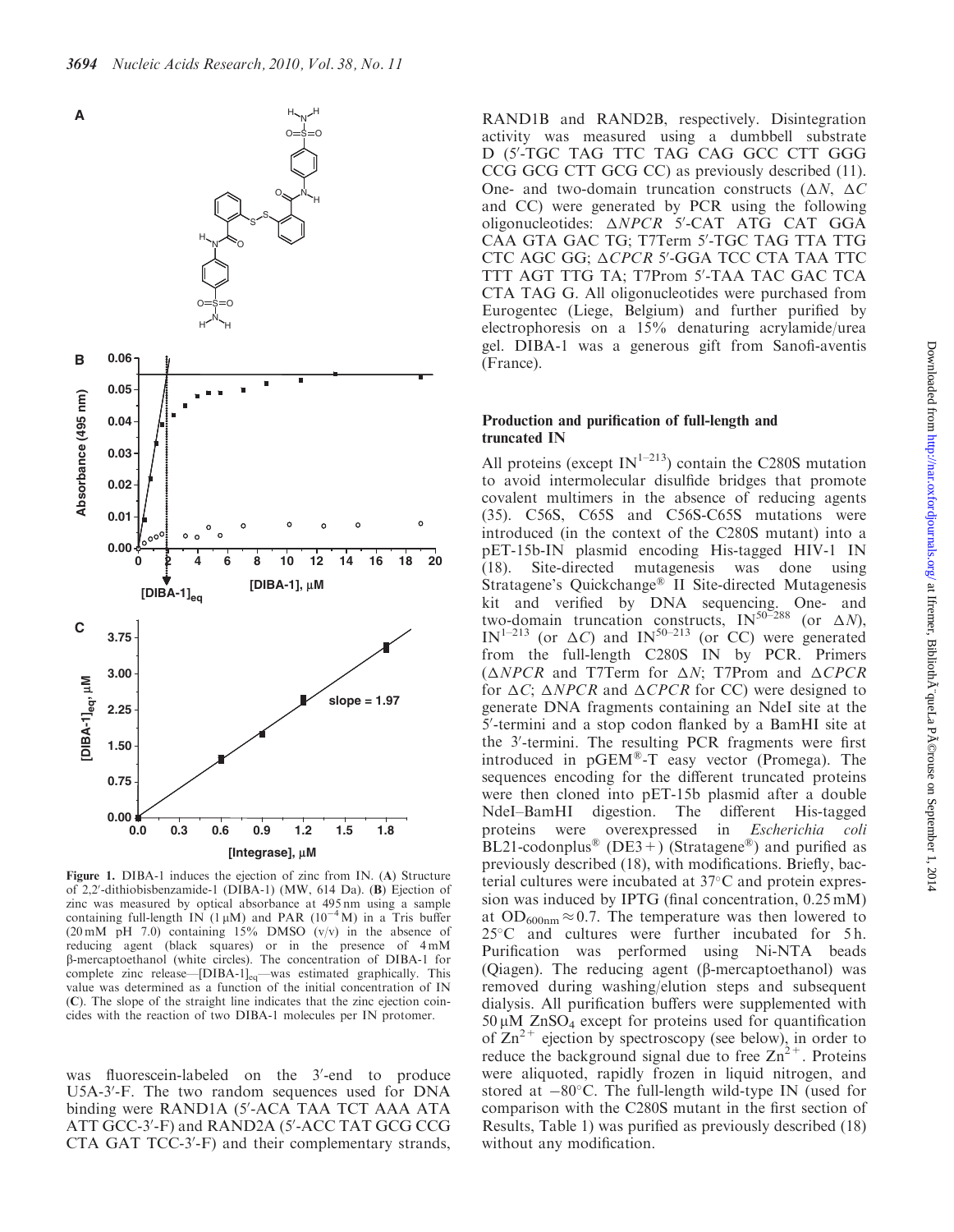Figure 1. DIBA-1 induces the ejection of zinc from IN. (A) Structure of 2,2′-dithiobisbenzamide-1 (DIBA-1) (MW, 614 Da). (B) Ejection of zinc was measured by optical absorbance at 495 nm using a sample containing full-length IN (1 µM) and PAR ($10^{-4}$ M) in a Tris buffer (20 mM pH 7.0) containing 15% DMSO (v/v) in the absence of reducing agent (black squares) or in the presence of 4 mM β-mercaptoethanol (white circles). The concentration of DIBA-1 for complete zinc release—$[DIBA\text{-}1]_{eq}$—was estimated graphically. This value was determined as a function of the initial concentration of IN (C). The slope of the straight line indicates that the zinc ejection coincides with the reaction of two DIBA-1 molecules per IN protomer.

was fluorescein-labeled on the 3′-end to produce U5A-3′-F. The two random sequences used for DNA binding were RAND1A (5′-ACA TAA TCT AAA ATA ATT GCC-3′-F) and RAND2A (5′-ACC TAT GCG CCG CTA GAT TCC-3′-F) and their complementary strands, RAND1B and RAND2B, respectively. Disintegration activity was measured using a dumbbell substrate D (5′-TGC TAG TTC TAG CAG GCC CTT GGG CCG GCG CTT GCG CC) as previously described (11). One- and two-domain truncation constructs (ΔN, ΔC and CC) were generated by PCR using the following oligonucleotides: ΔNPCR 5′-CAT ATG CAT GGA CAA GTA GAC TG; T7Term 5′-TGC TAG TTA TTG CTC AGC GG; ΔCPCR 5′-GGA TCC CTA TAA TTC TTT AGT TTG TA; T7Prom 5′-TAA TAC GAC TCA CTA TAG G. All oligonucleotides were purchased from Eurogentec (Liege, Belgium) and further purified by electrophoresis on a 15% denaturing acrylamide/urea gel. DIBA-1 was a generous gift from Sanofi-aventis (France).

### Production and purification of full-length and truncated IN

All proteins (except $IN^{1-213}$) contain the C280S mutation to avoid intermolecular disulfide bridges that promote covalent multimers in the absence of reducing agents (35). C56S, C65S and C56S-C65S mutations were introduced (in the context of the C280S mutant) into a pET-15b-IN plasmid encoding His-tagged HIV-1 IN (18). Site-directed mutagenesis was done using Stratagene's Quickchange® II Site-directed Mutagenesis kit and verified by DNA sequencing. One- and two-domain truncation constructs, $IN^{50-288}$ (or ΔN), $IN^{1-213}$ (or ΔC) and $IN^{50-213}$ (or CC) were generated from the full-length C280S IN by PCR. Primers (ΔNPCR and T7Term for ΔN; T7Prom and ΔCPCR for ΔC; ΔNPCR and ΔCPCR for CC) were designed to generate DNA fragments containing an NdeI site at the 5′-termini and a stop codon flanked by a BamHI site at the 3′-termini. The resulting PCR fragments were first introduced in pGEM®-T easy vector (Promega). The sequences encoding for the different truncated proteins were then cloned into pET-15b plasmid after a double NdeI–BamHI digestion. The different His-tagged proteins were overexpressed in *Escherichia coli* BL21-codonplus® (DE3+) (Stratagene®) and purified as previously described (18), with modifications. Briefly, bacterial cultures were incubated at 37°C and protein expression was induced by IPTG (final concentration, 0.25 mM) at $OD_{600nm} \approx 0.7$. The temperature was then lowered to 25°C and cultures were further incubated for 5 h. Purification was performed using Ni-NTA beads (Qiagen). The reducing agent (β-mercaptoethanol) was removed during washing/elution steps and subsequent dialysis. All purification buffers were supplemented with 50 µM $ZnSO_4$ except for proteins used for quantification of $Zn^{2+}$ ejection by spectroscopy (see below), in order to reduce the background signal due to free $Zn^{2+}$. Proteins were aliquoted, rapidly frozen in liquid nitrogen, and stored at −80°C. The full-length wild-type IN (used for comparison with the C280S mutant in the first section of Results, Table 1) was purified as previously described (18) without any modification.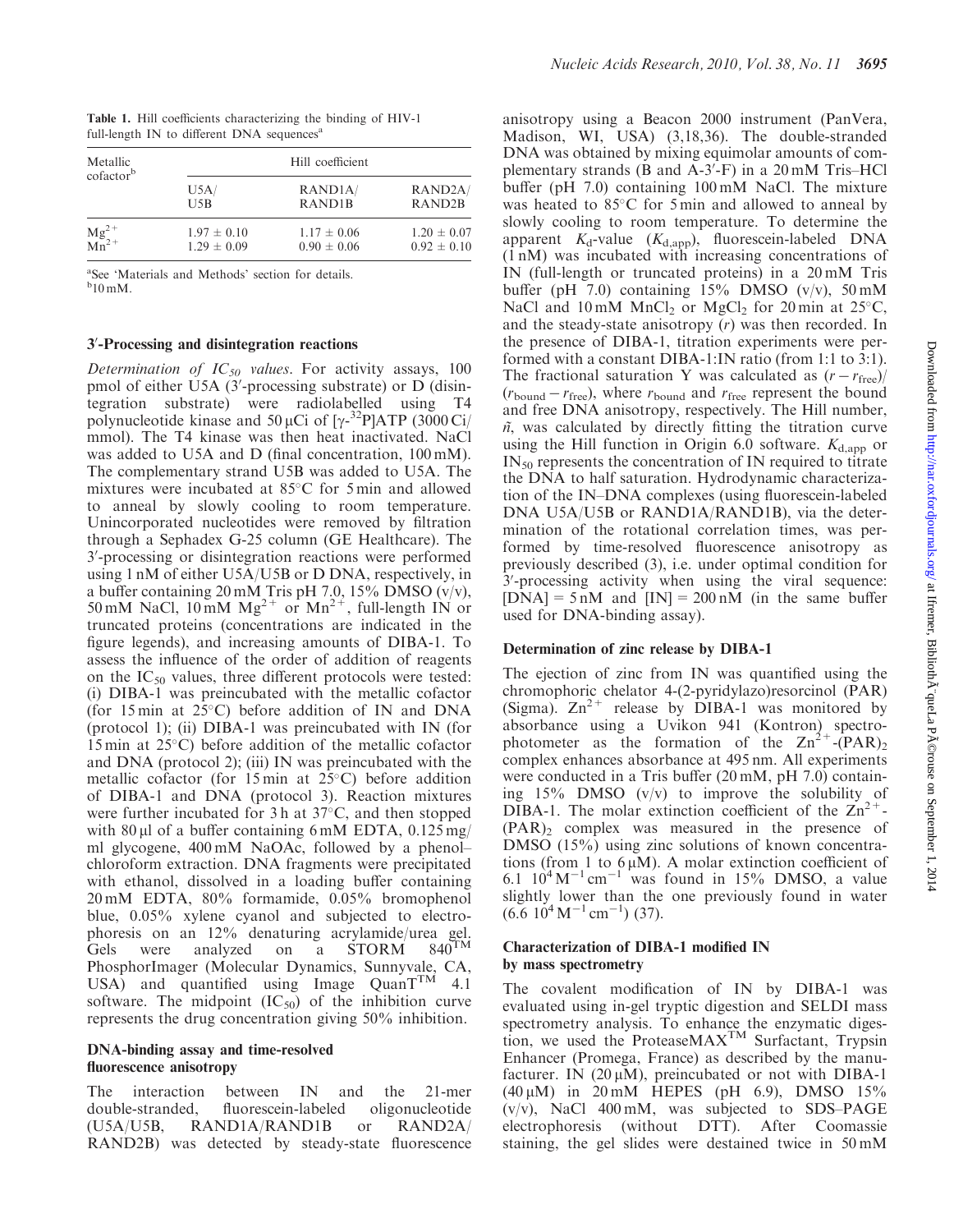**Table 1.** Hill coefficients characterizing the binding of HIV-1 full-length IN to different DNA sequences[a]

| Metallic cofactor[b] | Hill coefficient | | |
|---|---|---|---|
| | U5A/U5B | RAND1A/RAND1B | RAND2A/RAND2B |
| $Mg^{2+}$ | 1.97 ± 0.10 | 1.17 ± 0.06 | 1.20 ± 0.07 |
| $Mn^{2+}$ | 1.29 ± 0.09 | 0.90 ± 0.06 | 0.92 ± 0.10 |

[a]See 'Materials and Methods' section for details.
[b]10 mM.

### 3′-Processing and disintegration reactions

*Determination of $IC_{50}$ values*. For activity assays, 100 pmol of either U5A (3′-processing substrate) or D (disintegration substrate) were radiolabelled using T4 polynucleotide kinase and 50 μCi of [γ-$^{32}$P]ATP (3000 Ci/mmol). The T4 kinase was then heat inactivated. NaCl was added to U5A and D (final concentration, 100 mM). The complementary strand U5B was added to U5A. The mixtures were incubated at 85°C for 5 min and allowed to anneal by slowly cooling to room temperature. Unincorporated nucleotides were removed by filtration through a Sephadex G-25 column (GE Healthcare). The 3′-processing or disintegration reactions were performed using 1 nM of either U5A/U5B or D DNA, respectively, in a buffer containing 20 mM Tris pH 7.0, 15% DMSO (v/v), 50 mM NaCl, 10 mM $Mg^{2+}$ or $Mn^{2+}$, full-length IN or truncated proteins (concentrations are indicated in the figure legends), and increasing amounts of DIBA-1. To assess the influence of the order of addition of reagents on the $IC_{50}$ values, three different protocols were tested: (i) DIBA-1 was preincubated with the metallic cofactor (for 15 min at 25°C) before addition of IN and DNA (protocol 1); (ii) DIBA-1 was preincubated with IN (for 15 min at 25°C) before addition of the metallic cofactor and DNA (protocol 2); (iii) IN was preincubated with the metallic cofactor (for 15 min at 25°C) before addition of DIBA-1 and DNA (protocol 3). Reaction mixtures were further incubated for 3 h at 37°C, and then stopped with 80 μl of a buffer containing 6 mM EDTA, 0.125 mg/ml glycogen, 400 mM NaOAc, followed by a phenol–chloroform extraction. DNA fragments were precipitated with ethanol, dissolved in a loading buffer containing 20 mM EDTA, 80% formamide, 0.05% bromophenol blue, 0.05% xylene cyanol and subjected to electrophoresis on an 12% denaturing acrylamide/urea gel. Gels were analyzed on a STORM 840™ PhosphorImager (Molecular Dynamics, Sunnyvale, CA, USA) and quantified using Image QuanT™ 4.1 software. The midpoint ($IC_{50}$) of the inhibition curve represents the drug concentration giving 50% inhibition.

### DNA-binding assay and time-resolved fluorescence anisotropy

The interaction between IN and the 21-mer double-stranded, fluorescein-labeled oligonucleotide (U5A/U5B, RAND1A/RAND1B or RAND2A/RAND2B) was detected by steady-state fluorescence anisotropy using a Beacon 2000 instrument (PanVera, Madison, WI, USA) (3,18,36). The double-stranded DNA was obtained by mixing equimolar amounts of complementary strands (B and A-3′-F) in a 20 mM Tris–HCl buffer (pH 7.0) containing 100 mM NaCl. The mixture was heated to 85°C for 5 min and allowed to anneal by slowly cooling to room temperature. To determine the apparent $K_d$-value ($K_{d,app}$), fluorescein-labeled DNA (1 nM) was incubated with increasing concentrations of IN (full-length or truncated proteins) in a 20 mM Tris buffer (pH 7.0) containing 15% DMSO (v/v), 50 mM NaCl and 10 mM $MnCl_2$ or $MgCl_2$ for 20 min at 25°C, and the steady-state anisotropy ($r$) was then recorded. In the presence of DIBA-1, titration experiments were performed with a constant DIBA-1:IN ratio (from 1:1 to 3:1). The fractional saturation Y was calculated as $(r - r_{free})/(r_{bound} - r_{free})$, where $r_{bound}$ and $r_{free}$ represent the bound and free DNA anisotropy, respectively. The Hill number, $\tilde{n}$, was calculated by directly fitting the titration curve using the Hill function in Origin 6.0 software. $K_{d,app}$ or $IN_{50}$ represents the concentration of IN required to titrate the DNA to half saturation. Hydrodynamic characterization of the IN–DNA complexes (using fluorescein-labeled DNA U5A/U5B or RAND1A/RAND1B), via the determination of the rotational correlation times, was performed by time-resolved fluorescence anisotropy as previously described (3), i.e. under optimal condition for 3′-processing activity when using the viral sequence: [DNA] = 5 nM and [IN] = 200 nM (in the same buffer used for DNA-binding assay).

### Determination of zinc release by DIBA-1

The ejection of zinc from IN was quantified using the chromophoric chelator 4-(2-pyridylazo)resorcinol (PAR) (Sigma). $Zn^{2+}$ release by DIBA-1 was monitored by absorbance using a Uvikon 941 (Kontron) spectrophotometer as the formation of the $Zn^{2+}$-$(PAR)_2$ complex enhances absorbance at 495 nm. All experiments were conducted in a Tris buffer (20 mM, pH 7.0) containing 15% DMSO (v/v) to improve the solubility of DIBA-1. The molar extinction coefficient of the $Zn^{2+}$-$(PAR)_2$ complex was measured in the presence of DMSO (15%) using zinc solutions of known concentrations (from 1 to 6 μM). A molar extinction coefficient of 6.1 $10^4\,M^{-1}\,cm^{-1}$ was found in 15% DMSO, a value slightly lower than the one previously found in water (6.6 $10^4\,M^{-1}\,cm^{-1}$) (37).

### Characterization of DIBA-1 modified IN by mass spectrometry

The covalent modification of IN by DIBA-1 was evaluated using in-gel tryptic digestion and SELDI mass spectrometry analysis. To enhance the enzymatic digestion, we used the ProteaseMAX™ Surfactant, Trypsin Enhancer (Promega, France) as described by the manufacturer. IN (20 μM), preincubated or not with DIBA-1 (40 μM) in 20 mM HEPES (pH 6.9), DMSO 15% (v/v), NaCl 400 mM, was subjected to SDS–PAGE electrophoresis (without DTT). After Coomassie staining, the gel slides were destained twice in 50 mM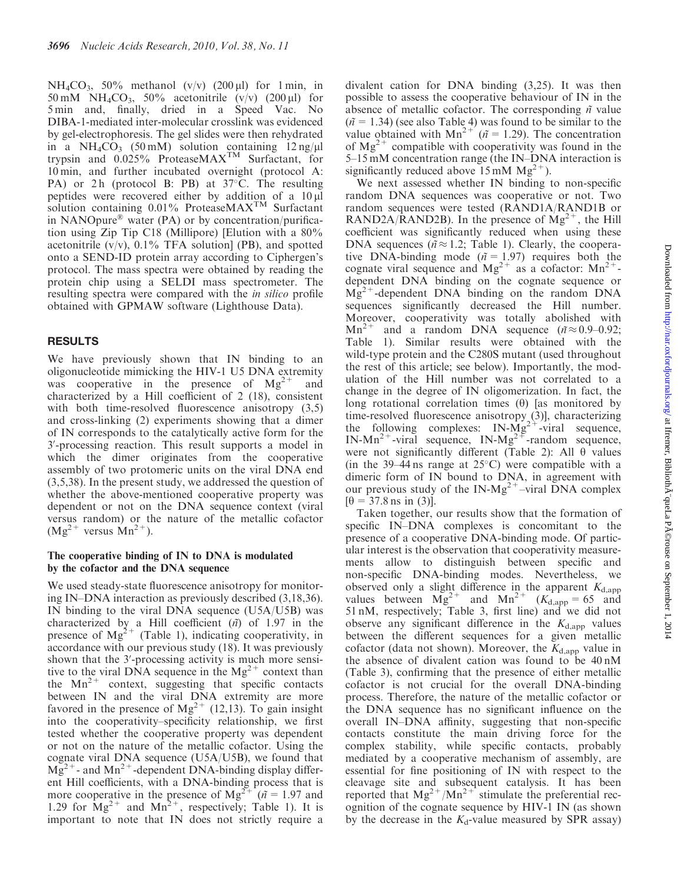$NH_4CO_3$, 50% methanol (v/v) (200 µl) for 1 min, in 50 mM $NH_4CO_3$, 50% acetonitrile (v/v) (200 µl) for 5 min and, finally, dried in a Speed Vac. No DIBA-1-mediated inter-molecular crosslink was evidenced by gel-electrophoresis. The gel slides were then rehydrated in a $NH_4CO_3$ (50 mM) solution containing 12 ng/µl trypsin and 0.025% ProteaseMAX™ Surfactant, for 10 min, and further incubated overnight (protocol A: PA) or 2 h (protocol B: PB) at 37°C. The resulting peptides were recovered either by addition of a 10 µl solution containing 0.01% ProteaseMAX™ Surfactant in NANOpure® water (PA) or by concentration/purification using Zip Tip C18 (Millipore) [Elution with a 80% acetonitrile (v/v), 0.1% TFA solution] (PB), and spotted onto a SEND-ID protein array according to Ciphergen's protocol. The mass spectra were obtained by reading the protein chip using a SELDI mass spectrometer. The resulting spectra were compared with the *in silico* profile obtained with GPMAW software (Lighthouse Data).

## RESULTS

We have previously shown that IN binding to an oligonucleotide mimicking the HIV-1 U5 DNA extremity was cooperative in the presence of $Mg^{2+}$ and characterized by a Hill coefficient of 2 (18), consistent with both time-resolved fluorescence anisotropy (3,5) and cross-linking (2) experiments showing that a dimer of IN corresponds to the catalytically active form for the 3′-processing reaction. This result supports a model in which the dimer originates from the cooperative assembly of two protomeric units on the viral DNA end (3,5,38). In the present study, we addressed the question of whether the above-mentioned cooperative property was dependent or not on the DNA sequence context (viral versus random) or the nature of the metallic cofactor ($Mg^{2+}$ versus $Mn^{2+}$).

### The cooperative binding of IN to DNA is modulated by the cofactor and the DNA sequence

We used steady-state fluorescence anisotropy for monitoring IN–DNA interaction as previously described (3,18,36). IN binding to the viral DNA sequence (U5A/U5B) was characterized by a Hill coefficient ($\tilde{n}$) of 1.97 in the presence of $Mg^{2+}$ (Table 1), indicating cooperativity, in accordance with our previous study (18). It was previously shown that the 3′-processing activity is much more sensitive to the viral DNA sequence in the $Mg^{2+}$ context than the $Mn^{2+}$ context, suggesting that specific contacts between IN and the viral DNA extremity are more favored in the presence of $Mg^{2+}$ (12,13). To gain insight into the cooperativity–specificity relationship, we first tested whether the cooperative property was dependent or not on the nature of the metallic cofactor. Using the cognate viral DNA sequence (U5A/U5B), we found that $Mg^{2+}$- and $Mn^{2+}$-dependent DNA-binding display different Hill coefficients, with a DNA-binding process that is more cooperative in the presence of $Mg^{2+}$ ($\tilde{n}$ = 1.97 and 1.29 for $Mg^{2+}$ and $Mn^{2+}$, respectively; Table 1). It is important to note that IN does not strictly require a divalent cation for DNA binding (3,25). It was then possible to assess the cooperative behaviour of IN in the absence of metallic cofactor. The corresponding $\tilde{n}$ value ($\tilde{n}$ = 1.34) (see also Table 4) was found to be similar to the value obtained with $Mn^{2+}$ ($\tilde{n}$ = 1.29). The concentration of $Mg^{2+}$ compatible with cooperativity was found in the 5–15 mM concentration range (the IN–DNA interaction is significantly reduced above 15 mM $Mg^{2+}$).

We next assessed whether IN binding to non-specific random DNA sequences was cooperative or not. Two random sequences were tested (RAND1A/RAND1B or RAND2A/RAND2B). In the presence of $Mg^{2+}$, the Hill coefficient was significantly reduced when using these DNA sequences ($\tilde{n} \approx 1.2$; Table 1). Clearly, the cooperative DNA-binding mode ($\tilde{n}$ = 1.97) requires both the cognate viral sequence and $Mg^{2+}$ as a cofactor: $Mn^{2+}$-dependent DNA binding on the cognate sequence or $Mg^{2+}$-dependent DNA binding on the random DNA sequences significantly decreased the Hill number. Moreover, cooperativity was totally abolished with $Mn^{2+}$ and a random DNA sequence ($\tilde{n} \approx 0.9$–0.92; Table 1). Similar results were obtained with the wild-type protein and the C280S mutant (used throughout the rest of this article; see below). Importantly, the modulation of the Hill number was not correlated to a change in the degree of IN oligomerization. In fact, the long rotational correlation times (θ) [as monitored by time-resolved fluorescence anisotropy (3)], characterizing the following complexes: IN-$Mg^{2+}$-viral sequence, IN-$Mn^{2+}$-viral sequence, IN-$Mg^{2+}$-random sequence, were not significantly different (Table 2): All θ values (in the 39–44 ns range at 25°C) were compatible with a dimeric form of IN bound to DNA, in agreement with our previous study of the IN-$Mg^{2+}$–viral DNA complex [θ = 37.8 ns in (3)].

Taken together, our results show that the formation of specific IN–DNA complexes is concomitant to the presence of a cooperative DNA-binding mode. Of particular interest is the observation that cooperativity measurements allow to distinguish between specific and non-specific DNA-binding modes. Nevertheless, we observed only a slight difference in the apparent $K_{d,app}$ values between $Mg^{2+}$ and $Mn^{2+}$ ($K_{d,app}$ = 65 and 51 nM, respectively; Table 3, first line) and we did not observe any significant difference in the $K_{d,app}$ values between the different sequences for a given metallic cofactor (data not shown). Moreover, the $K_{d,app}$ value in the absence of divalent cation was found to be 40 nM (Table 3), confirming that the presence of either metallic cofactor is not crucial for the overall DNA-binding process. Therefore, the nature of the metallic cofactor or the DNA sequence has no significant influence on the overall IN–DNA affinity, suggesting that non-specific contacts constitute the main driving force for the complex stability, while specific contacts, probably mediated by a cooperative mechanism of assembly, are essential for fine positioning of IN with respect to the cleavage site and subsequent catalysis. It has been reported that $Mg^{2+}$/$Mn^{2+}$ stimulate the preferential recognition of the cognate sequence by HIV-1 IN (as shown by the decrease in the $K_d$-value measured by SPR assay)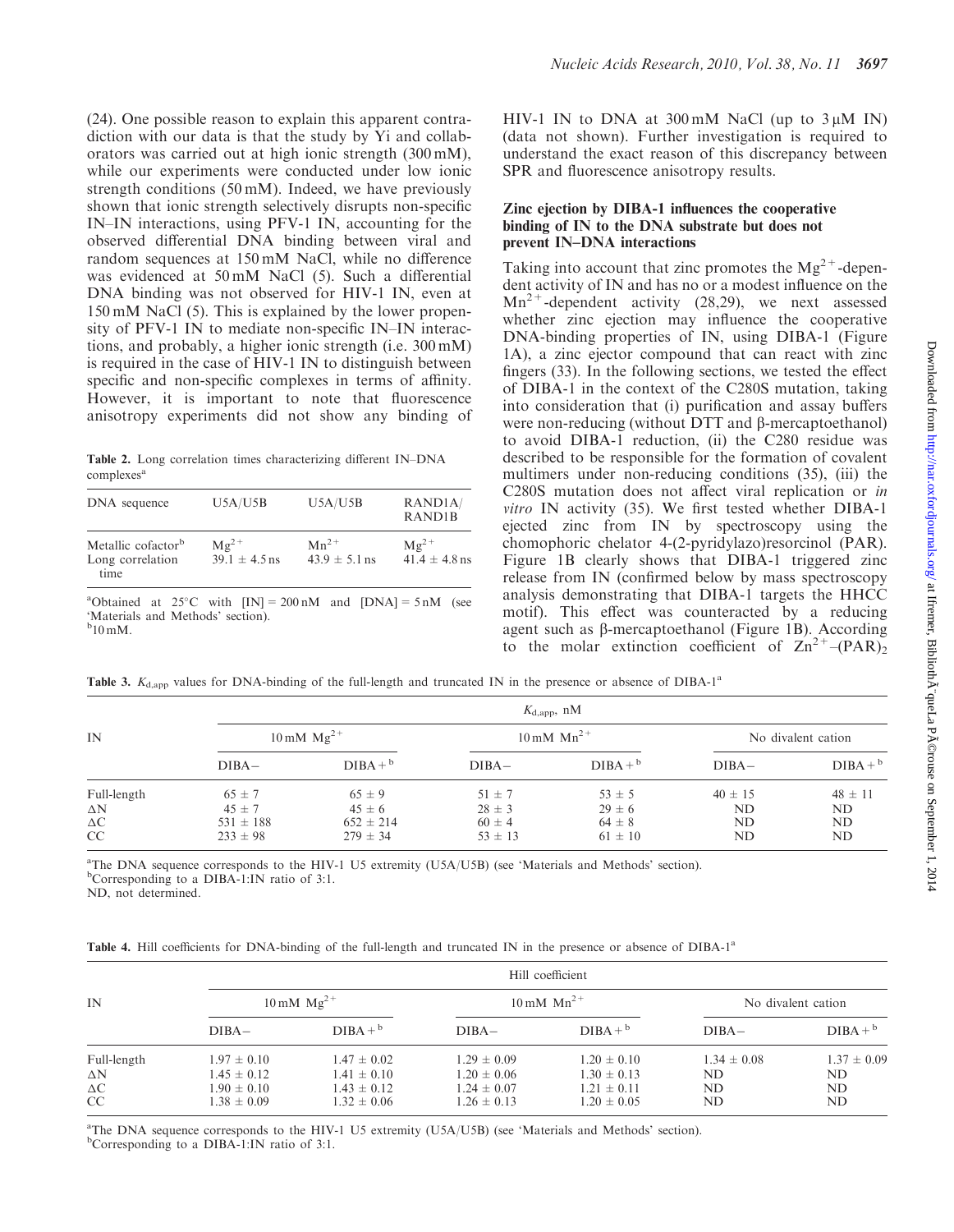(24). One possible reason to explain this apparent contradiction with our data is that the study by Yi and collaborators was carried out at high ionic strength (300 mM), while our experiments were conducted under low ionic strength conditions (50 mM). Indeed, we have previously shown that ionic strength selectively disrupts non-specific IN–IN interactions, using PFV-1 IN, accounting for the observed differential DNA binding between viral and random sequences at 150 mM NaCl, while no difference was evidenced at 50 mM NaCl (5). Such a differential DNA binding was not observed for HIV-1 IN, even at 150 mM NaCl (5). This is explained by the lower propensity of PFV-1 IN to mediate non-specific IN–IN interactions, and probably, a higher ionic strength (i.e. 300 mM) is required in the case of HIV-1 IN to distinguish between specific and non-specific complexes in terms of affinity. However, it is important to note that fluorescence anisotropy experiments did not show any binding of HIV-1 IN to DNA at 300 mM NaCl (up to 3 μM IN) (data not shown). Further investigation is required to understand the exact reason of this discrepancy between SPR and fluorescence anisotropy results.

**Table 2.** Long correlation times characterizing different IN–DNA complexes[a]

| DNA sequence | U5A/U5B | U5A/U5B | RAND1A/RAND1B |
|---|---|---|---|
| Metallic cofactor[b] | $Mg^{2+}$ | $Mn^{2+}$ | $Mg^{2+}$ |
| Long correlation time | 39.1 ± 4.5 ns | 43.9 ± 5.1 ns | 41.4 ± 4.8 ns |

[a]Obtained at 25°C with [IN] = 200 nM and [DNA] = 5 nM (see 'Materials and Methods' section).
[b]10 mM.

## Zinc ejection by DIBA-1 influences the cooperative binding of IN to the DNA substrate but does not prevent IN–DNA interactions

Taking into account that zinc promotes the $Mg^{2+}$-dependent activity of IN and has no or a modest influence on the $Mn^{2+}$-dependent activity (28,29), we next assessed whether zinc ejection may influence the cooperative DNA-binding properties of IN, using DIBA-1 (Figure 1A), a zinc ejector compound that can react with zinc fingers (33). In the following sections, we tested the effect of DIBA-1 in the context of the C280S mutation, taking into consideration that (i) purification and assay buffers were non-reducing (without DTT and β-mercaptoethanol) to avoid DIBA-1 reduction, (ii) the C280 residue was described to be responsible for the formation of covalent multimers under non-reducing conditions (35), (iii) the C280S mutation does not affect viral replication or *in vitro* IN activity (35). We first tested whether DIBA-1 ejected zinc from IN by spectroscopy using the chomophoric chelator 4-(2-pyridylazo)resorcinol (PAR). Figure 1B clearly shows that DIBA-1 triggered zinc release from IN (confirmed below by mass spectroscopy analysis demonstrating that DIBA-1 targets the HHCC motif). This effect was counteracted by a reducing agent such as β-mercaptoethanol (Figure 1B). According to the molar extinction coefficient of $Zn^{2+}$–$(PAR)_2$

**Table 3.** $K_{d,app}$ values for DNA-binding of the full-length and truncated IN in the presence or absence of DIBA-1[a]

| IN | $K_{d,app}$, nM | | | | | |
|---|---|---|---|---|---|---|
| | 10 mM $Mg^{2+}$ | | 10 mM $Mn^{2+}$ | | No divalent cation | |
| | DIBA− | DIBA+[b] | DIBA− | DIBA+[b] | DIBA− | DIBA+[b] |
| Full-length | 65 ± 7 | 65 ± 9 | 51 ± 7 | 53 ± 5 | 40 ± 15 | 48 ± 11 |
| ΔN | 45 ± 7 | 45 ± 6 | 28 ± 3 | 29 ± 6 | ND | ND |
| ΔC | 531 ± 188 | 652 ± 214 | 60 ± 4 | 64 ± 8 | ND | ND |
| CC | 233 ± 98 | 279 ± 34 | 53 ± 13 | 61 ± 10 | ND | ND |

[a]The DNA sequence corresponds to the HIV-1 U5 extremity (U5A/U5B) (see 'Materials and Methods' section).
[b]Corresponding to a DIBA-1:IN ratio of 3:1.
ND, not determined.

**Table 4.** Hill coefficients for DNA-binding of the full-length and truncated IN in the presence or absence of DIBA-1[a]

| IN | Hill coefficient | | | | | |
|---|---|---|---|---|---|---|
| | 10 mM $Mg^{2+}$ | | 10 mM $Mn^{2+}$ | | No divalent cation | |
| | DIBA− | DIBA+[b] | DIBA− | DIBA+[b] | DIBA− | DIBA+[b] |
| Full-length | 1.97 ± 0.10 | 1.47 ± 0.02 | 1.29 ± 0.09 | 1.20 ± 0.10 | 1.34 ± 0.08 | 1.37 ± 0.09 |
| ΔN | 1.45 ± 0.12 | 1.41 ± 0.10 | 1.20 ± 0.06 | 1.30 ± 0.13 | ND | ND |
| ΔC | 1.90 ± 0.10 | 1.43 ± 0.12 | 1.24 ± 0.07 | 1.21 ± 0.11 | ND | ND |
| CC | 1.38 ± 0.09 | 1.32 ± 0.06 | 1.26 ± 0.13 | 1.20 ± 0.05 | ND | ND |

[a]The DNA sequence corresponds to the HIV-1 U5 extremity (U5A/U5B) (see 'Materials and Methods' section).
[b]Corresponding to a DIBA-1:IN ratio of 3:1.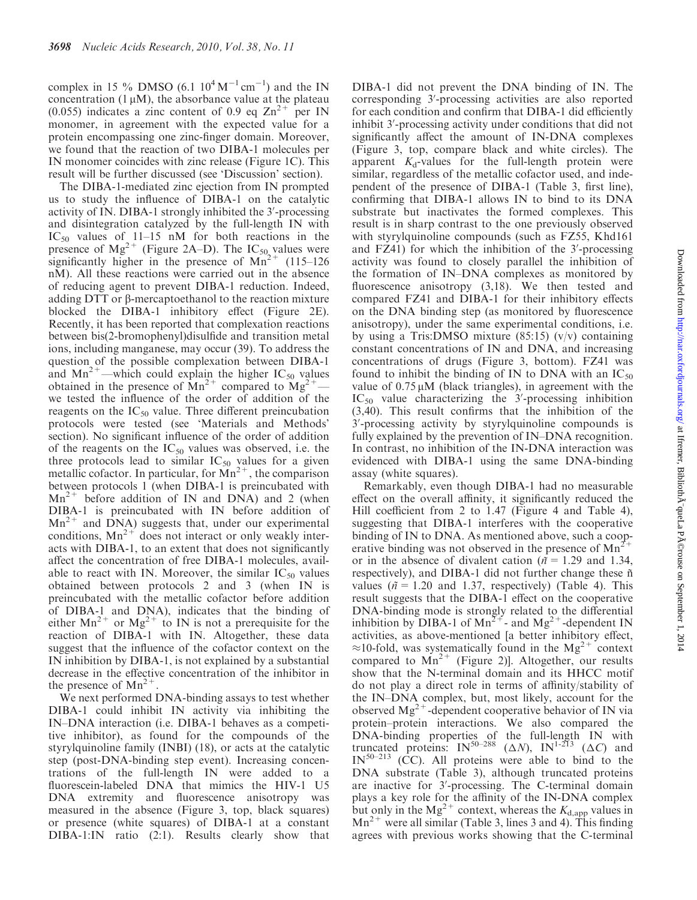complex in 15 % DMSO (6.1 $10^4$ $M^{-1}$ $cm^{-1}$) and the IN concentration (1 µM), the absorbance value at the plateau (0.055) indicates a zinc content of 0.9 eq $Zn^{2+}$ per IN monomer, in agreement with the expected value for a protein encompassing one zinc-finger domain. Moreover, we found that the reaction of two DIBA-1 molecules per IN monomer coincides with zinc release (Figure 1C). This result will be further discussed (see 'Discussion' section).

The DIBA-1-mediated zinc ejection from IN prompted us to study the influence of DIBA-1 on the catalytic activity of IN. DIBA-1 strongly inhibited the 3′-processing and disintegration catalyzed by the full-length IN with $IC_{50}$ values of 11–15 nM for both reactions in the presence of $Mg^{2+}$ (Figure 2A–D). The $IC_{50}$ values were significantly higher in the presence of $Mn^{2+}$ (115–126 nM). All these reactions were carried out in the absence of reducing agent to prevent DIBA-1 reduction. Indeed, adding DTT or β-mercaptoethanol to the reaction mixture blocked the DIBA-1 inhibitory effect (Figure 2E). Recently, it has been reported that complexation reactions between bis(2-bromophenyl)disulfide and transition metal ions, including manganese, may occur (39). To address the question of the possible complexation between DIBA-1 and $Mn^{2+}$—which could explain the higher $IC_{50}$ values obtained in the presence of $Mn^{2+}$ compared to $Mg^{2+}$—we tested the influence of the order of addition of the reagents on the $IC_{50}$ value. Three different preincubation protocols were tested (see 'Materials and Methods' section). No significant influence of the order of addition of the reagents on the $IC_{50}$ values was observed, i.e. the three protocols lead to similar $IC_{50}$ values for a given metallic cofactor. In particular, for $Mn^{2+}$, the comparison between protocols 1 (when DIBA-1 is preincubated with $Mn^{2+}$ before addition of IN and DNA) and 2 (when DIBA-1 is preincubated with IN before addition of $Mn^{2+}$ and DNA) suggests that, under our experimental conditions, $Mn^{2+}$ does not interact or only weakly interacts with DIBA-1, to an extent that does not significantly affect the concentration of free DIBA-1 molecules, available to react with IN. Moreover, the similar $IC_{50}$ values obtained between protocols 2 and 3 (when IN is preincubated with the metallic cofactor before addition of DIBA-1 and DNA), indicates that the binding of either $Mn^{2+}$ or $Mg^{2+}$ to IN is not a prerequisite for the reaction of DIBA-1 with IN. Altogether, these data suggest that the influence of the cofactor context on the IN inhibition by DIBA-1, is not explained by a substantial decrease in the effective concentration of the inhibitor in the presence of $Mn^{2+}$.

We next performed DNA-binding assays to test whether DIBA-1 could inhibit IN activity via inhibiting the IN–DNA interaction (i.e. DIBA-1 behaves as a competitive inhibitor), as found for the compounds of the styrylquinoline family (INBI) (18), or acts at the catalytic step (post-DNA-binding step event). Increasing concentrations of the full-length IN were added to a fluorescein-labeled DNA that mimics the HIV-1 U5 DNA extremity and fluorescence anisotropy was measured in the absence (Figure 3, top, black squares) or presence (white squares) of DIBA-1 at a constant DIBA-1:IN ratio (2:1). Results clearly show that DIBA-1 did not prevent the DNA binding of IN. The corresponding 3′-processing activities are also reported for each condition and confirm that DIBA-1 did efficiently inhibit 3′-processing activity under conditions that did not significantly affect the amount of IN-DNA complexes (Figure 3, top, compare black and white circles). The apparent $K_d$-values for the full-length protein were similar, regardless of the metallic cofactor used, and independent of the presence of DIBA-1 (Table 3, first line), confirming that DIBA-1 allows IN to bind to its DNA substrate but inactivates the formed complexes. This result is in sharp contrast to the one previously observed with styrylquinoline compounds (such as FZ55, Khd161 and FZ41) for which the inhibition of the 3′-processing activity was found to closely parallel the inhibition of the formation of IN–DNA complexes as monitored by fluorescence anisotropy (3,18). We then tested and compared FZ41 and DIBA-1 for their inhibitory effects on the DNA binding step (as monitored by fluorescence anisotropy), under the same experimental conditions, i.e. by using a Tris:DMSO mixture (85:15) (v/v) containing constant concentrations of IN and DNA, and increasing concentrations of drugs (Figure 3, bottom). FZ41 was found to inhibit the binding of IN to DNA with an $IC_{50}$ value of 0.75 µM (black triangles), in agreement with the $IC_{50}$ value characterizing the 3′-processing inhibition (3,40). This result confirms that the inhibition of the 3′-processing activity by styrylquinoline compounds is fully explained by the prevention of IN–DNA recognition. In contrast, no inhibition of the IN-DNA interaction was evidenced with DIBA-1 using the same DNA-binding assay (white squares).

Remarkably, even though DIBA-1 had no measurable effect on the overall affinity, it significantly reduced the Hill coefficient from 2 to 1.47 (Figure 4 and Table 4), suggesting that DIBA-1 interferes with the cooperative binding of IN to DNA. As mentioned above, such a cooperative binding was not observed in the presence of $Mn^{2+}$ or in the absence of divalent cation ($\tilde{n}$ = 1.29 and 1.34, respectively), and DIBA-1 did not further change these $\tilde{n}$ values ($\tilde{n}$ = 1.20 and 1.37, respectively) (Table 4). This result suggests that the DIBA-1 effect on the cooperative DNA-binding mode is strongly related to the differential inhibition by DIBA-1 of $Mn^{2+}$- and $Mg^{2+}$-dependent IN activities, as above-mentioned [a better inhibitory effect, ≈10-fold, was systematically found in the $Mg^{2+}$ context compared to $Mn^{2+}$ (Figure 2)]. Altogether, our results show that the N-terminal domain and its HHCC motif do not play a direct role in terms of affinity/stability of the IN–DNA complex, but, most likely, account for the observed $Mg^{2+}$-dependent cooperative behavior of IN via protein–protein interactions. We also compared the DNA-binding properties of the full-length IN with truncated proteins: $IN^{50-288}$ (ΔN), $IN^{1-213}$ (ΔC) and $IN^{50-213}$ (CC). All proteins were able to bind to the DNA substrate (Table 3), although truncated proteins are inactive for 3′-processing. The C-terminal domain plays a key role for the affinity of the IN-DNA complex but only in the $Mg^{2+}$ context, whereas the $K_{d,app}$ values in $Mn^{2+}$ were all similar (Table 3, lines 3 and 4). This finding agrees with previous works showing that the C-terminal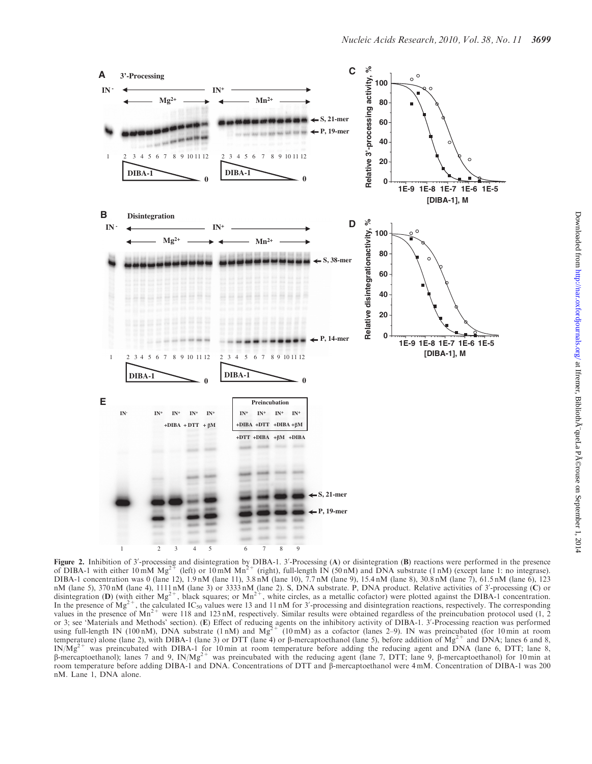**Figure 2.** Inhibition of 3′-processing and disintegration by DIBA-1. 3′-Processing (**A**) or disintegration (**B**) reactions were performed in the presence of DIBA-1 with either 10 mM $Mg^{2+}$ (left) or 10 mM $Mn^{2+}$ (right), full-length IN (50 nM) and DNA substrate (1 nM) (except lane 1: no integrase). DIBA-1 concentration was 0 (lane 12), 1.9 nM (lane 11), 3.8 nM (lane 10), 7.7 nM (lane 9), 15.4 nM (lane 8), 30.8 nM (lane 7), 61.5 nM (lane 6), 123 nM (lane 5), 370 nM (lane 4), 1111 nM (lane 3) or 3333 nM (lane 2). S, DNA substrate. P, DNA product. Relative activities of 3′-processing (**C**) or disintegration (**D**) (with either $Mg^{2+}$, black squares; or $Mn^{2+}$, white circles, as a metallic cofactor) were plotted against the DIBA-1 concentration. In the presence of $Mg^{2+}$, the calculated $IC_{50}$ values were 13 and 11 nM for 3′-processing and disintegration reactions, respectively. The corresponding values in the presence of $Mn^{2+}$ were 118 and 123 nM, respectively. Similar results were obtained regardless of the preincubation protocol used (1, 2 or 3; see 'Materials and Methods' section). (**E**) Effect of reducing agents on the inhibitory activity of DIBA-1. 3′-Processing reaction was performed using full-length IN (100 nM), DNA substrate (1 nM) and $Mg^{2+}$ (10 mM) as a cofactor (lanes 2–9). IN was preincubated (for 10 min at room temperature) alone (lane 2), with DIBA-1 (lane 3) or DTT (lane 4) or β-mercaptoethanol (lane 5), before addition of $Mg^{2+}$ and DNA; lanes 6 and 8, IN/$Mg^{2+}$ was preincubated with DIBA-1 for 10 min at room temperature before adding the reducing agent and DNA (lane 6, DTT; lane 8, β-mercaptoethanol); lanes 7 and 9, IN/$Mg^{2+}$ was preincubated with the reducing agent (lane 7, DTT; lane 9, β-mercaptoethanol) for 10 min at room temperature before adding DIBA-1 and DNA. Concentrations of DTT and β-mercaptoethanol were 4 mM. Concentration of DIBA-1 was 200 nM. Lane 1, DNA alone.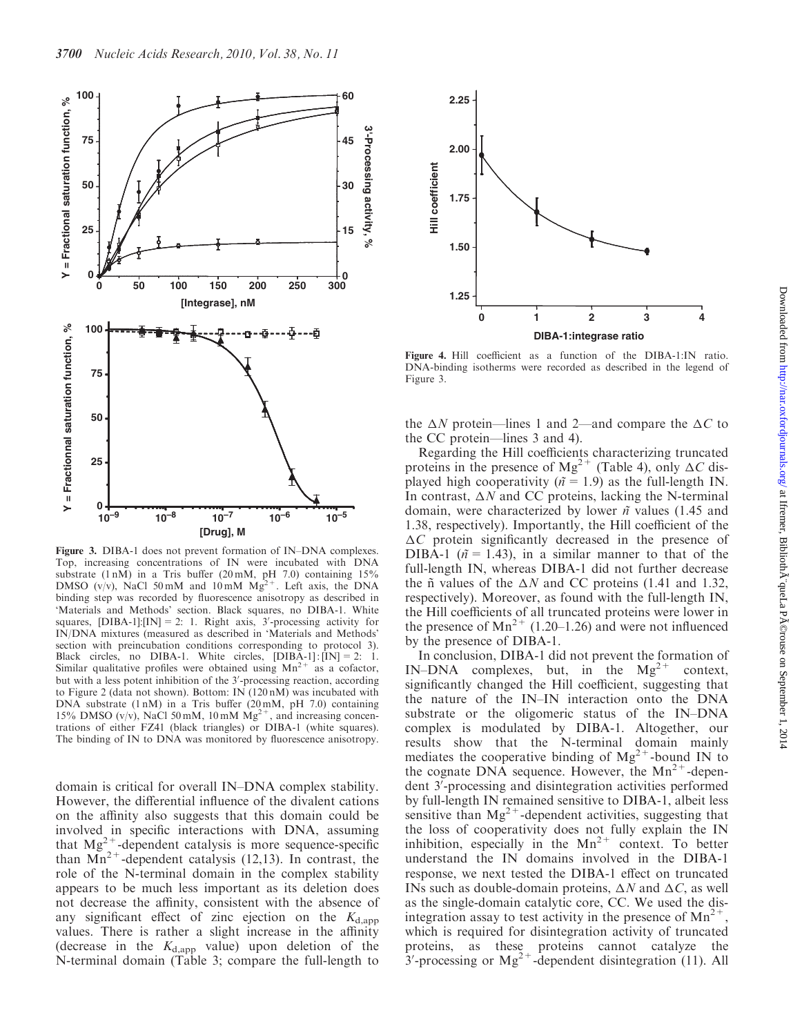Figure 3. DIBA-1 does not prevent formation of IN–DNA complexes. Top, increasing concentrations of IN were incubated with DNA substrate (1 nM) in a Tris buffer (20 mM, pH 7.0) containing 15% DMSO (v/v), NaCl 50 mM and 10 mM $Mg^{2+}$. Left axis, the DNA binding step was recorded by fluorescence anisotropy as described in 'Materials and Methods' section. Black squares, no DIBA-1. White squares, [DIBA-1]:[IN] = 2: 1. Right axis, 3′-processing activity for IN/DNA mixtures (measured as described in 'Materials and Methods' section with preincubation conditions corresponding to protocol 3). Black circles, no DIBA-1. White circles, [DIBA-1]:[IN] = 2: 1. Similar qualitative profiles were obtained using $Mn^{2+}$ as a cofactor, but with a less potent inhibition of the 3′-processing reaction, according to Figure 2 (data not shown). Bottom: IN (120 nM) was incubated with DNA substrate (1 nM) in a Tris buffer (20 mM, pH 7.0) containing 15% DMSO (v/v), NaCl 50 mM, 10 mM $Mg^{2+}$, and increasing concentrations of either FZ41 (black triangles) or DIBA-1 (white squares). The binding of IN to DNA was monitored by fluorescence anisotropy.

Figure 4. Hill coefficient as a function of the DIBA-1:IN ratio. DNA-binding isotherms were recorded as described in the legend of Figure 3.

domain is critical for overall IN–DNA complex stability. However, the differential influence of the divalent cations on the affinity also suggests that this domain could be involved in specific interactions with DNA, assuming that $Mg^{2+}$-dependent catalysis is more sequence-specific than $Mn^{2+}$-dependent catalysis (12,13). In contrast, the role of the N-terminal domain in the complex stability appears to be much less important as its deletion does not decrease the affinity, consistent with the absence of any significant effect of zinc ejection on the $K_{d,app}$ values. There is rather a slight increase in the affinity (decrease in the $K_{d,app}$ value) upon deletion of the N-terminal domain (Table 3; compare the full-length to the $\Delta N$ protein—lines 1 and 2—and compare the $\Delta C$ to the CC protein—lines 3 and 4).

Regarding the Hill coefficients characterizing truncated proteins in the presence of $Mg^{2+}$ (Table 4), only $\Delta C$ displayed high cooperativity ($\tilde{n}$ = 1.9) as the full-length IN. In contrast, $\Delta N$ and CC proteins, lacking the N-terminal domain, were characterized by lower $\tilde{n}$ values (1.45 and 1.38, respectively). Importantly, the Hill coefficient of the $\Delta C$ protein significantly decreased in the presence of DIBA-1 ($\tilde{n}$ = 1.43), in a similar manner to that of the full-length IN, whereas DIBA-1 did not further decrease the $\tilde{n}$ values of the $\Delta N$ and CC proteins (1.41 and 1.32, respectively). Moreover, as found with the full-length IN, the Hill coefficients of all truncated proteins were lower in the presence of $Mn^{2+}$ (1.20–1.26) and were not influenced by the presence of DIBA-1.

In conclusion, DIBA-1 did not prevent the formation of IN–DNA complexes, but, in the $Mg^{2+}$ context, significantly changed the Hill coefficient, suggesting that the nature of the IN–IN interaction onto the DNA substrate or the oligomeric status of the IN–DNA complex is modulated by DIBA-1. Altogether, our results show that the N-terminal domain mainly mediates the cooperative binding of $Mg^{2+}$-bound IN to the cognate DNA sequence. However, the $Mn^{2+}$-dependent 3′-processing and disintegration activities performed by full-length IN remained sensitive to DIBA-1, albeit less sensitive than $Mg^{2+}$-dependent activities, suggesting that the loss of cooperativity does not fully explain the IN inhibition, especially in the $Mn^{2+}$ context. To better understand the IN domains involved in the DIBA-1 response, we next tested the DIBA-1 effect on truncated INs such as double-domain proteins, $\Delta N$ and $\Delta C$, as well as the single-domain catalytic core, CC. We used the disintegration assay to test activity in the presence of $Mn^{2+}$, which is required for disintegration activity of truncated proteins, as these proteins cannot catalyze the 3′-processing or $Mg^{2+}$-dependent disintegration (11). All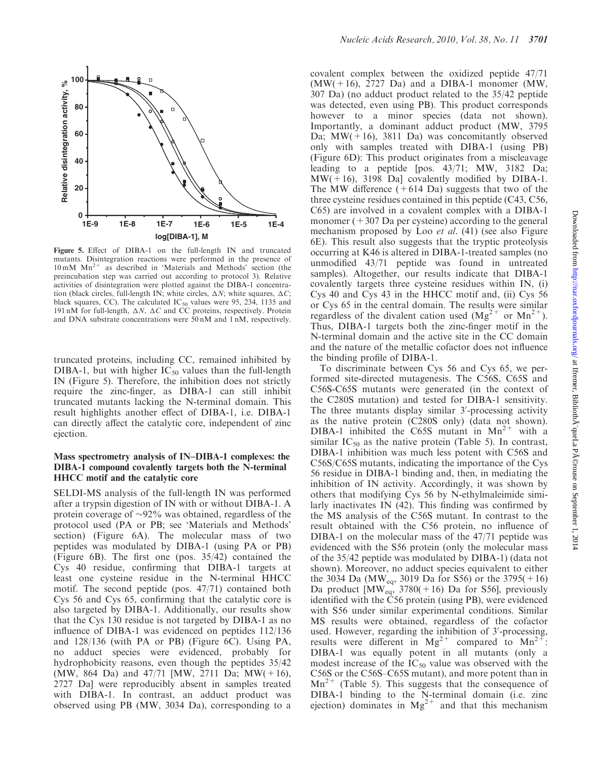Figure 5. Effect of DIBA-1 on the full-length IN and truncated mutants. Disintegration reactions were performed in the presence of 10 mM $Mn^{2+}$ as described in 'Materials and Methods' section (the preincubation step was carried out according to protocol 3). Relative activities of disintegration were plotted against the DIBA-1 concentration (black circles, full-length IN; white circles, $\Delta N$; white squares, $\Delta C$; black squares, CC). The calculated $IC_{50}$ values were 95, 234, 1135 and 191 nM for full-length, $\Delta N$, $\Delta C$ and CC proteins, respectively. Protein and DNA substrate concentrations were 50 nM and 1 nM, respectively.

truncated proteins, including CC, remained inhibited by DIBA-1, but with higher $IC_{50}$ values than the full-length IN (Figure 5). Therefore, the inhibition does not strictly require the zinc-finger, as DIBA-1 can still inhibit truncated mutants lacking the N-terminal domain. This result highlights another effect of DIBA-1, i.e. DIBA-1 can directly affect the catalytic core, independent of zinc ejection.

### Mass spectrometry analysis of IN–DIBA-1 complexes: the DIBA-1 compound covalently targets both the N-terminal HHCC motif and the catalytic core

SELDI-MS analysis of the full-length IN was performed after a trypsin digestion of IN with or without DIBA-1. A protein coverage of ~92% was obtained, regardless of the protocol used (PA or PB; see 'Materials and Methods' section) (Figure 6A). The molecular mass of two peptides was modulated by DIBA-1 (using PA or PB) (Figure 6B). The first one (pos. 35/42) contained the Cys 40 residue, confirming that DIBA-1 targets at least one cysteine residue in the N-terminal HHCC motif. The second peptide (pos. 47/71) contained both Cys 56 and Cys 65, confirming that the catalytic core is also targeted by DIBA-1. Additionally, our results show that the Cys 130 residue is not targeted by DIBA-1 as no influence of DIBA-1 was evidenced on peptides 112/136 and 128/136 (with PA or PB) (Figure 6C). Using PA, no adduct species were evidenced, probably for hydrophobicity reasons, even though the peptides 35/42 (MW, 864 Da) and 47/71 [MW, 2711 Da; MW(+16), 2727 Da] were reproducibly absent in samples treated with DIBA-1. In contrast, an adduct product was observed using PB (MW, 3034 Da), corresponding to a covalent complex between the oxidized peptide 47/71 (MW(+16), 2727 Da) and a DIBA-1 monomer (MW, 307 Da) (no adduct product related to the 35/42 peptide was detected, even using PB). This product corresponds however to a minor species (data not shown). Importantly, a dominant adduct product (MW, 3795 Da; MW(+16), 3811 Da) was concomitantly observed only with samples treated with DIBA-1 (using PB) (Figure 6D): This product originates from a miscleavage leading to a peptide [pos. 43/71; MW, 3182 Da; MW(+16), 3198 Da] covalently modified by DIBA-1. The MW difference (+614 Da) suggests that two of the three cysteine residues contained in this peptide (C43, C56, C65) are involved in a covalent complex with a DIBA-1 monomer (+307 Da per cysteine) according to the general mechanism proposed by Loo *et al.* (41) (see also Figure 6E). This result also suggests that the tryptic proteolysis occurring at K46 is altered in DIBA-1-treated samples (no unmodified 43/71 peptide was found in untreated samples). Altogether, our results indicate that DIBA-1 covalently targets three cysteine residues within IN, (i) Cys 40 and Cys 43 in the HHCC motif and, (ii) Cys 56 or Cys 65 in the central domain. The results were similar regardless of the divalent cation used ($Mg^{2+}$ or $Mn^{2+}$). Thus, DIBA-1 targets both the zinc-finger motif in the N-terminal domain and the active site in the CC domain and the nature of the metallic cofactor does not influence the binding profile of DIBA-1.

To discriminate between Cys 56 and Cys 65, we performed site-directed mutagenesis. The C56S, C65S and C56S-C65S mutants were generated (in the context of the C280S mutation) and tested for DIBA-1 sensitivity. The three mutants display similar 3′-processing activity as the native protein (C280S only) (data not shown). DIBA-1 inhibited the C65S mutant in $Mn^{2+}$ with a similar $IC_{50}$ as the native protein (Table 5). In contrast, DIBA-1 inhibition was much less potent with C56S and C56S/C65S mutants, indicating the importance of the Cys 56 residue in DIBA-1 binding and, then, in mediating the inhibition of IN activity. Accordingly, it was shown by others that modifying Cys 56 by N-ethylmaleimide similarly inactivates IN (42). This finding was confirmed by the MS analysis of the C56S mutant. In contrast to the result obtained with the C56 protein, no influence of DIBA-1 on the molecular mass of the 47/71 peptide was evidenced with the S56 protein (only the molecular mass of the 35/42 peptide was modulated by DIBA-1) (data not shown). Moreover, no adduct species equivalent to either the 3034 Da ($MW_{eq}$, 3019 Da for S56) or the 3795(+16) Da product [$MW_{eq}$, 3780(+16) Da for S56], previously identified with the C56 protein (using PB), were evidenced with S56 under similar experimental conditions. Similar MS results were obtained, regardless of the cofactor used. However, regarding the inhibition of 3′-processing, results were different in $Mg^{2+}$ compared to $Mn^{2+}$: DIBA-1 was equally potent in all mutants (only a modest increase of the $IC_{50}$ value was observed with the C56S or the C56S–C65S mutant), and more potent than in $Mn^{2+}$ (Table 5). This suggests that the consequence of DIBA-1 binding to the N-terminal domain (i.e. zinc ejection) dominates in $Mg^{2+}$ and that this mechanism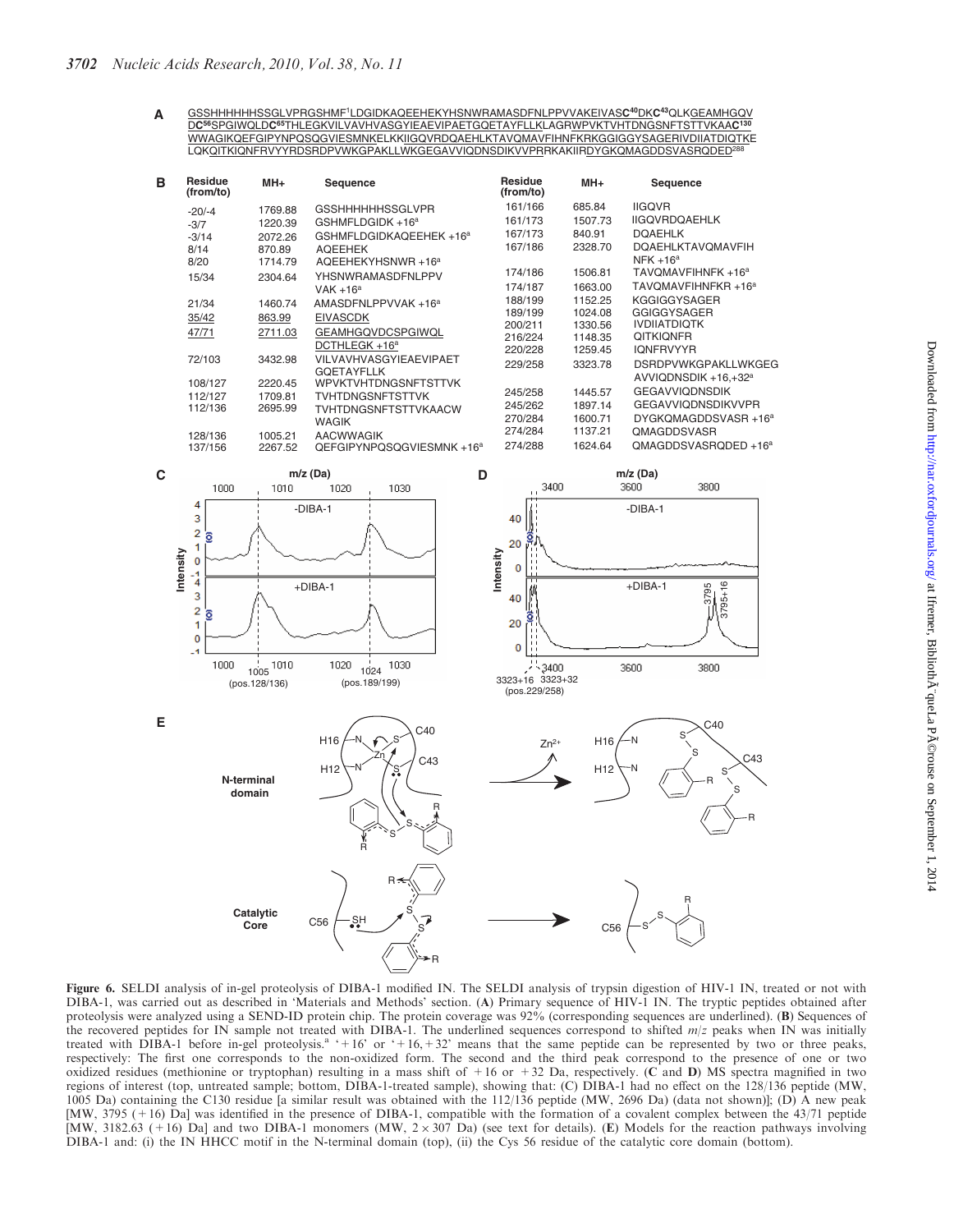**A**

GSSHHHHHHSSGLVPRGSHMF[1]LDGIDKAQEEHEKYHSNWRAMASDFNLPPVVAKEIVAS**C[40]**DK**C[43]**QLKGEAMHGQVDC[56]SPGIWQLDC[65]THLEGKVILVAVHVASGYIEAEVIPAETGQETAYFLLKLAGRWPVKTVHTDNGSNFTSTTVKAAC[130]WWAGIKQEFGIPYNPQSQGVIESMNKELKKIIGQVRDQAEHLKTAVQMAVFIHNFKRKGGIGGYSAGERIVDIIATDIQTKELQKQITKIQNFRVYYRDSRDPVWKGPAKLLWKGEGAVVIQDNSDIKVVPRRKAKIIRDYGKQMAGDDSVASRQDED[288]

**B**

| Residue (from/to) | MH+ | Sequence | Residue (from/to) | MH+ | Sequence |
|---|---|---|---|---|---|
| -20/-4 | 1769.88 | GSSHHHHHHSSGLVPR | 161/166 | 685.84 | IIGQVR |
| -3/7 | 1220.39 | GSHMFLDGIDK +16[a] | 161/173 | 1507.73 | IIGQVRDQAEHLK |
| -3/14 | 2072.26 | GSHMFLDGIDKAQEEHEK +16[a] | 167/173 | 840.91 | DQAEHLK |
| 8/14 | 870.89 | AQEEHEK | 167/186 | 2328.70 | DQAEHLKTAVQMAVFIH NFK +16[a] |
| 8/20 | 1714.79 | AQEEHEKYHSNWR +16[a] | 174/186 | 1506.81 | TAVQMAVFIHNFK +16[a] |
| 15/34 | 2304.64 | YHSNWRAMASDFNLPPV VAK +16[a] | 174/187 | 1663.00 | TAVQMAVFIHNFKR +16[a] |
| 21/34 | 1460.74 | AMASDFNLPPVVAK +16[a] | 188/199 | 1152.25 | KGGIGGYSAGER |
| 35/42 | 863.99 | EIVASCDK | 189/199 | 1024.08 | GGIGGYSAGER |
| 47/71 | 2711.03 | GEAMHGQVDCSPGIWQL DCTHLEGK +16[a] | 200/211 | 1330.56 | IVDIIATDIQTK |
| 72/103 | 3432.98 | VILVAVHVASGYIEAEVIPAET GQETAYFLLK | 216/224 | 1148.35 | QITKIQNFR |
| 108/127 | 2220.45 | WPVKTVHTDNGSNFTSTTVK | 220/228 | 1259.45 | IQNFRVYYR |
| 112/127 | 1709.81 | TVHTDNGSNFTSTTVK | 229/258 | 3323.78 | DSRDPVWKGPAKLLWKGEG AVVIQDNSDIK +16,+32[a] |
| 112/136 | 2695.99 | TVHTDNGSNFTSTTVKAACW WAGIK | 245/258 | 1445.57 | GEGAVVIQDNSDIK |
| 128/136 | 1005.21 | AACWWAGIK | 245/262 | 1897.14 | GEGAVVIQDNSDIKVVPR |
| 137/156 | 2267.52 | QEFGIPYNPQSQGVIESMNK +16[a] | 270/284 | 1600.71 | DYGKQMAGDDSVASR +16[a] |
| | | | 274/284 | 1137.21 | QMAGDDSVASR |
| | | | 274/288 | 1624.64 | QMAGDDSVASRQDED +16[a] |

**Figure 6.** SELDI analysis of in-gel proteolysis of DIBA-1 modified IN. The SELDI analysis of trypsin digestion of HIV-1 IN, treated or not with DIBA-1, was carried out as described in 'Materials and Methods' section. (**A**) Primary sequence of HIV-1 IN. The tryptic peptides obtained after proteolysis were analyzed using a SEND-ID protein chip. The protein coverage was 92% (corresponding sequences are underlined). (**B**) Sequences of the recovered peptides for IN sample not treated with DIBA-1. The underlined sequences correspond to shifted $m/z$ peaks when IN was initially treated with DIBA-1 before in-gel proteolysis.[a] '+16' or '+16, +32' means that the same peptide can be represented by two or three peaks, respectively: The first one corresponds to the non-oxidized form. The second and the third peak correspond to the presence of one or two oxidized residues (methionine or tryptophan) resulting in a mass shift of +16 or +32 Da, respectively. (**C** and **D**) MS spectra magnified in two regions of interest (top, untreated sample; bottom, DIBA-1-treated sample), showing that: (C) DIBA-1 had no effect on the 128/136 peptide (MW, 1005 Da) containing the C130 residue [a similar result was obtained with the 112/136 peptide (MW, 2696 Da) (data not shown)]; (D) A new peak [MW, 3795 (+16) Da] was identified in the presence of DIBA-1, compatible with the formation of a covalent complex between the 43/71 peptide [MW, 3182.63 (+16) Da] and two DIBA-1 monomers (MW, 2 × 307 Da) (see text for details). (**E**) Models for the reaction pathways involving DIBA-1 and: (i) the IN HHCC motif in the N-terminal domain (top), (ii) the Cys 56 residue of the catalytic core domain (bottom).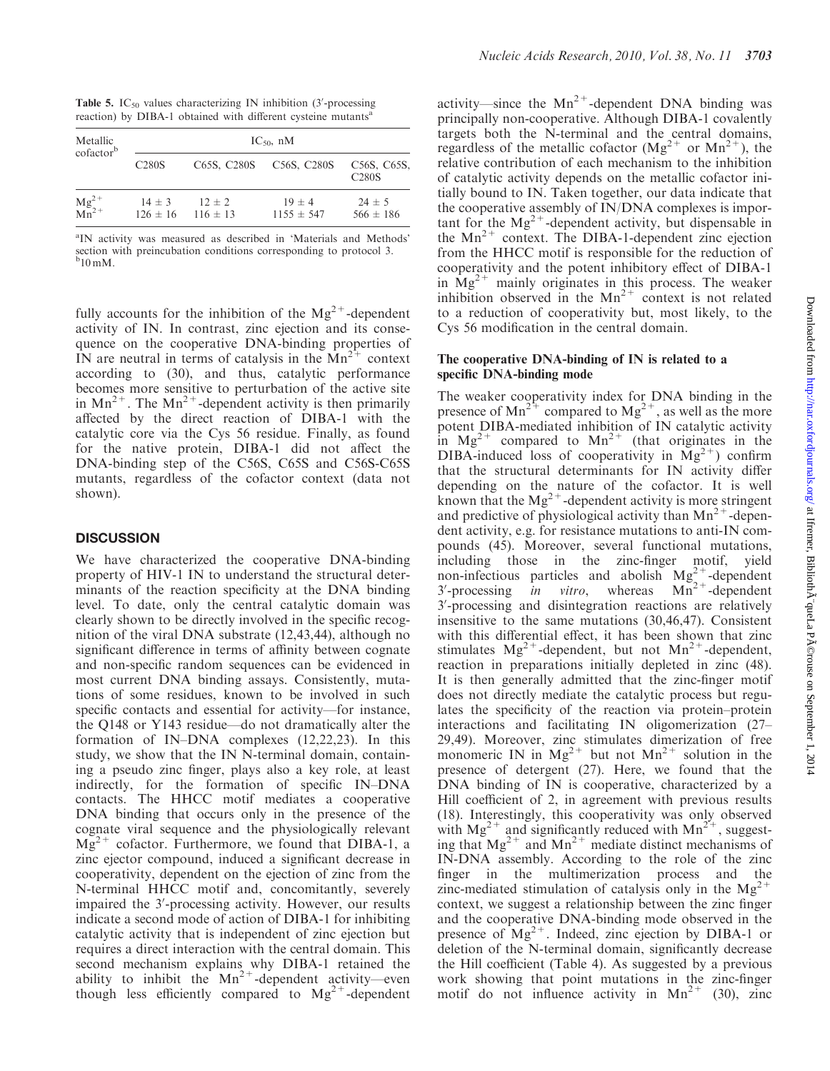**Table 5.** $IC_{50}$ values characterizing IN inhibition (3′-processing reaction) by DIBA-1 obtained with different cysteine mutants[a]

| Metallic cofactor[b] | $IC_{50}$, nM | | | |
|---|---|---|---|---|
| | C280S | C65S, C280S | C56S, C280S | C56S, C65S, C280S |
| $Mg^{2+}$ | 14 ± 3 | 12 ± 2 | 19 ± 4 | 24 ± 5 |
| $Mn^{2+}$ | 126 ± 16 | 116 ± 13 | 1155 ± 547 | 566 ± 186 |

[a]IN activity was measured as described in 'Materials and Methods' section with preincubation conditions corresponding to protocol 3.
[b]10 mM.

fully accounts for the inhibition of the $Mg^{2+}$-dependent activity of IN. In contrast, zinc ejection and its consequence on the cooperative DNA-binding properties of IN are neutral in terms of catalysis in the $Mn^{2+}$ context according to (30), and thus, catalytic performance becomes more sensitive to perturbation of the active site in $Mn^{2+}$. The $Mn^{2+}$-dependent activity is then primarily affected by the direct reaction of DIBA-1 with the catalytic core via the Cys 56 residue. Finally, as found for the native protein, DIBA-1 did not affect the DNA-binding step of the C56S, C65S and C56S-C65S mutants, regardless of the cofactor context (data not shown).

## DISCUSSION

We have characterized the cooperative DNA-binding property of HIV-1 IN to understand the structural determinants of the reaction specificity at the DNA binding level. To date, only the central catalytic domain was clearly shown to be directly involved in the specific recognition of the viral DNA substrate (12,43,44), although no significant difference in terms of affinity between cognate and non-specific random sequences can be evidenced in most current DNA binding assays. Consistently, mutations of some residues, known to be involved in such specific contacts and essential for activity—for instance, the Q148 or Y143 residue—do not dramatically alter the formation of IN–DNA complexes (12,22,23). In this study, we show that the IN N-terminal domain, containing a pseudo zinc finger, plays also a key role, at least indirectly, for the formation of specific IN–DNA contacts. The HHCC motif mediates a cooperative DNA binding that occurs only in the presence of the cognate viral sequence and the physiologically relevant $Mg^{2+}$ cofactor. Furthermore, we found that DIBA-1, a zinc ejector compound, induced a significant decrease in cooperativity, dependent on the ejection of zinc from the N-terminal HHCC motif and, concomitantly, severely impaired the 3′-processing activity. However, our results indicate a second mode of action of DIBA-1 for inhibiting catalytic activity that is independent of zinc ejection but requires a direct interaction with the central domain. This second mechanism explains why DIBA-1 retained the ability to inhibit the $Mn^{2+}$-dependent activity—even though less efficiently compared to $Mg^{2+}$-dependent activity—since the $Mn^{2+}$-dependent DNA binding was principally non-cooperative. Although DIBA-1 covalently targets both the N-terminal and the central domains, regardless of the metallic cofactor ($Mg^{2+}$ or $Mn^{2+}$), the relative contribution of each mechanism to the inhibition of catalytic activity depends on the metallic cofactor initially bound to IN. Taken together, our data indicate that the cooperative assembly of IN/DNA complexes is important for the $Mg^{2+}$-dependent activity, but dispensable in the $Mn^{2+}$ context. The DIBA-1-dependent zinc ejection from the HHCC motif is responsible for the reduction of cooperativity and the potent inhibitory effect of DIBA-1 in $Mg^{2+}$ mainly originates in this process. The weaker inhibition observed in the $Mn^{2+}$ context is not related to a reduction of cooperativity but, most likely, to the Cys 56 modification in the central domain.

### The cooperative DNA-binding of IN is related to a specific DNA-binding mode

The weaker cooperativity index for DNA binding in the presence of $Mn^{2+}$ compared to $Mg^{2+}$, as well as the more potent DIBA-mediated inhibition of IN catalytic activity in $Mg^{2+}$ compared to $Mn^{2+}$ (that originates in the DIBA-induced loss of cooperativity in $Mg^{2+}$) confirm that the structural determinants for IN activity differ depending on the nature of the cofactor. It is well known that the $Mg^{2+}$-dependent activity is more stringent and predictive of physiological activity than $Mn^{2+}$-dependent activity, e.g. for resistance mutations to anti-IN compounds (45). Moreover, several functional mutations, including those in the zinc-finger motif, yield non-infectious particles and abolish $Mg^{2+}$-dependent 3′-processing *in vitro*, whereas $Mn^{2+}$-dependent 3′-processing and disintegration reactions are relatively insensitive to the same mutations (30,46,47). Consistent with this differential effect, it has been shown that zinc stimulates $Mg^{2+}$-dependent, but not $Mn^{2+}$-dependent, reaction in preparations initially depleted in zinc (48). It is then generally admitted that the zinc-finger motif does not directly mediate the catalytic process but regulates the specificity of the reaction via protein–protein interactions and facilitating IN oligomerization (27–29,49). Moreover, zinc stimulates dimerization of free monomeric IN in $Mg^{2+}$ but not $Mn^{2+}$ solution in the presence of detergent (27). Here, we found that the DNA binding of IN is cooperative, characterized by a Hill coefficient of 2, in agreement with previous results (18). Interestingly, this cooperativity was only observed with $Mg^{2+}$ and significantly reduced with $Mn^{2+}$, suggesting that $Mg^{2+}$ and $Mn^{2+}$ mediate distinct mechanisms of IN-DNA assembly. According to the role of the zinc finger in the multimerization process and the zinc-mediated stimulation of catalysis only in the $Mg^{2+}$ context, we suggest a relationship between the zinc finger and the cooperative DNA-binding mode observed in the presence of $Mg^{2+}$. Indeed, zinc ejection by DIBA-1 or deletion of the N-terminal domain, significantly decrease the Hill coefficient (Table 4). As suggested by a previous work showing that point mutations in the zinc-finger motif do not influence activity in $Mn^{2+}$ (30), zinc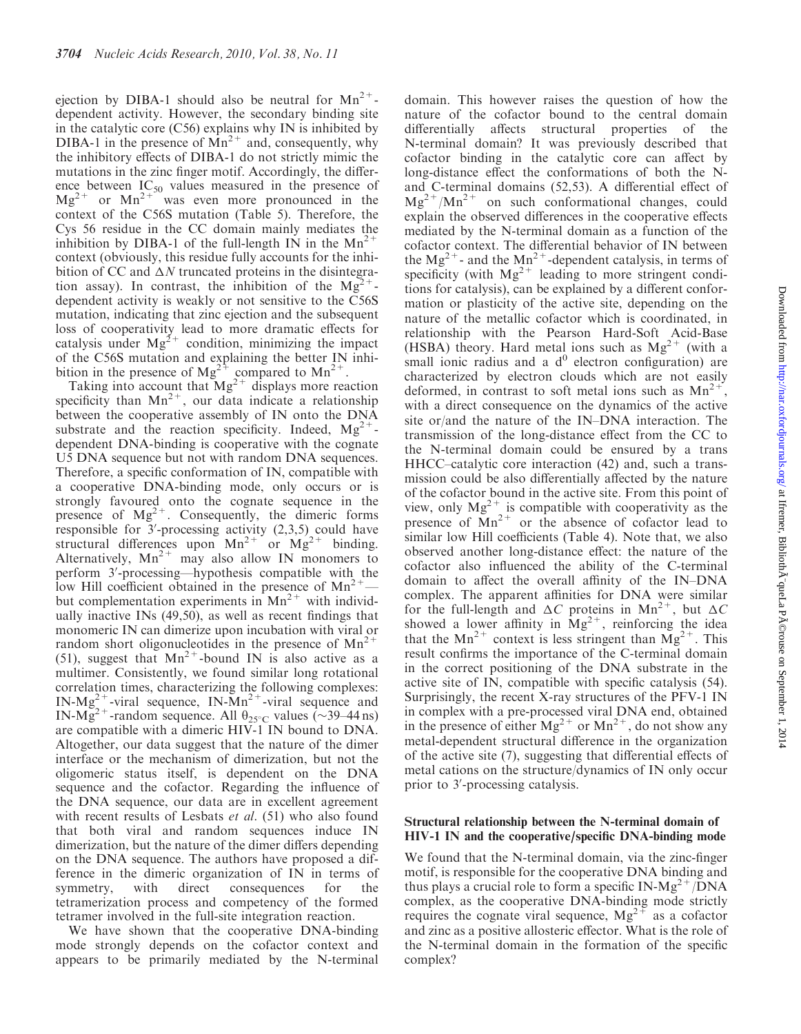ejection by DIBA-1 should also be neutral for $Mn^{2+}$-dependent activity. However, the secondary binding site in the catalytic core (C56) explains why IN is inhibited by DIBA-1 in the presence of $Mn^{2+}$ and, consequently, why the inhibitory effects of DIBA-1 do not strictly mimic the mutations in the zinc finger motif. Accordingly, the difference between $IC_{50}$ values measured in the presence of $Mg^{2+}$ or $Mn^{2+}$ was even more pronounced in the context of the C56S mutation (Table 5). Therefore, the Cys 56 residue in the CC domain mainly mediates the inhibition by DIBA-1 of the full-length IN in the $Mn^{2+}$ context (obviously, this residue fully accounts for the inhibition of CC and $\Delta N$ truncated proteins in the disintegration assay). In contrast, the inhibition of the $Mg^{2+}$-dependent activity is weakly or not sensitive to the C56S mutation, indicating that zinc ejection and the subsequent loss of cooperativity lead to more dramatic effects for catalysis under $Mg^{2+}$ condition, minimizing the impact of the C56S mutation and explaining the better IN inhibition in the presence of $Mg^{2+}$ compared to $Mn^{2+}$.

Taking into account that $Mg^{2+}$ displays more reaction specificity than $Mn^{2+}$, our data indicate a relationship between the cooperative assembly of IN onto the DNA substrate and the reaction specificity. Indeed, $Mg^{2+}$-dependent DNA-binding is cooperative with the cognate U5 DNA sequence but not with random DNA sequences. Therefore, a specific conformation of IN, compatible with a cooperative DNA-binding mode, only occurs or is strongly favoured onto the cognate sequence in the presence of $Mg^{2+}$. Consequently, the dimeric forms responsible for 3′-processing activity (2,3,5) could have structural differences upon $Mn^{2+}$ or $Mg^{2+}$ binding. Alternatively, $Mn^{2+}$ may also allow IN monomers to perform 3′-processing—hypothesis compatible with the low Hill coefficient obtained in the presence of $Mn^{2+}$—but complementation experiments in $Mn^{2+}$ with individually inactive INs (49,50), as well as recent findings that monomeric IN can dimerize upon incubation with viral or random short oligonucleotides in the presence of $Mn^{2+}$ (51), suggest that $Mn^{2+}$-bound IN is also active as a multimer. Consistently, we found similar long rotational correlation times, characterizing the following complexes: IN-$Mg^{2+}$-viral sequence, IN-$Mn^{2+}$-viral sequence and IN-$Mg^{2+}$-random sequence. All $\theta_{25^\circ C}$ values (~39–44 ns) are compatible with a dimeric HIV-1 IN bound to DNA. Altogether, our data suggest that the nature of the dimer interface or the mechanism of dimerization, but not the oligomeric status itself, is dependent on the DNA sequence and the cofactor. Regarding the influence of the DNA sequence, our data are in excellent agreement with recent results of Lesbats *et al.* (51) who also found that both viral and random sequences induce IN dimerization, but the nature of the dimer differs depending on the DNA sequence. The authors have proposed a difference in the dimeric organization of IN in terms of symmetry, with direct consequences for the tetramerization process and competency of the formed tetramer involved in the full-site integration reaction.

We have shown that the cooperative DNA-binding mode strongly depends on the cofactor context and appears to be primarily mediated by the N-terminal domain. This however raises the question of how the nature of the cofactor bound to the central domain differentially affects structural properties of the N-terminal domain? It was previously described that cofactor binding in the catalytic core can affect by long-distance effect the conformations of both the N- and C-terminal domains (52,53). A differential effect of $Mg^{2+}/Mn^{2+}$ on such conformational changes, could explain the observed differences in the cooperative effects mediated by the N-terminal domain as a function of the cofactor context. The differential behavior of IN between the $Mg^{2+}$- and the $Mn^{2+}$-dependent catalysis, in terms of specificity (with $Mg^{2+}$ leading to more stringent conditions for catalysis), can be explained by a different conformation or plasticity of the active site, depending on the nature of the metallic cofactor which is coordinated, in relationship with the Pearson Hard-Soft Acid-Base (HSBA) theory. Hard metal ions such as $Mg^{2+}$ (with a small ionic radius and a $d^0$ electron configuration) are characterized by electron clouds which are not easily deformed, in contrast to soft metal ions such as $Mn^{2+}$, with a direct consequence on the dynamics of the active site or/and the nature of the IN–DNA interaction. The transmission of the long-distance effect from the CC to the N-terminal domain could be ensured by a trans HHCC–catalytic core interaction (42) and, such a transmission could be also differentially affected by the nature of the cofactor bound in the active site. From this point of view, only $Mg^{2+}$ is compatible with cooperativity as the presence of $Mn^{2+}$ or the absence of cofactor lead to similar low Hill coefficients (Table 4). Note that, we also observed another long-distance effect: the nature of the cofactor also influenced the ability of the C-terminal domain to affect the overall affinity of the IN–DNA complex. The apparent affinities for DNA were similar for the full-length and $\Delta C$ proteins in $Mn^{2+}$, but $\Delta C$ showed a lower affinity in $Mg^{2+}$, reinforcing the idea that the $Mn^{2+}$ context is less stringent than $Mg^{2+}$. This result confirms the importance of the C-terminal domain in the correct positioning of the DNA substrate in the active site of IN, compatible with specific catalysis (54). Surprisingly, the recent X-ray structures of the PFV-1 IN in complex with a pre-processed viral DNA end, obtained in the presence of either $Mg^{2+}$ or $Mn^{2+}$, do not show any metal-dependent structural difference in the organization of the active site (7), suggesting that differential effects of metal cations on the structure/dynamics of IN only occur prior to 3′-processing catalysis.

### Structural relationship between the N-terminal domain of HIV-1 IN and the cooperative/specific DNA-binding mode

We found that the N-terminal domain, via the zinc-finger motif, is responsible for the cooperative DNA binding and thus plays a crucial role to form a specific IN-$Mg^{2+}$/DNA complex, as the cooperative DNA-binding mode strictly requires the cognate viral sequence, $Mg^{2+}$ as a cofactor and zinc as a positive allosteric effector. What is the role of the N-terminal domain in the formation of the specific complex?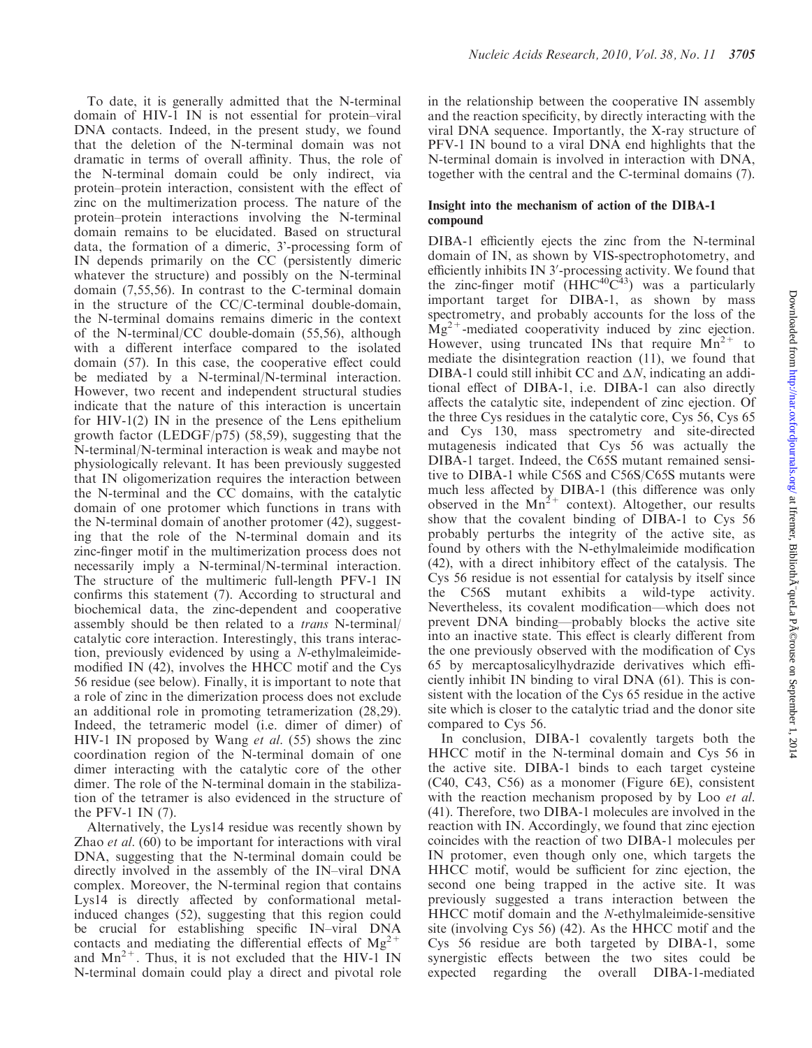To date, it is generally admitted that the N-terminal domain of HIV-1 IN is not essential for protein–viral DNA contacts. Indeed, in the present study, we found that the deletion of the N-terminal domain was not dramatic in terms of overall affinity. Thus, the role of the N-terminal domain could be only indirect, via protein–protein interaction, consistent with the effect of zinc on the multimerization process. The nature of the protein–protein interactions involving the N-terminal domain remains to be elucidated. Based on structural data, the formation of a dimeric, 3'-processing form of IN depends primarily on the CC (persistently dimeric whatever the structure) and possibly on the N-terminal domain (7,55,56). In contrast to the C-terminal domain in the structure of the CC/C-terminal double-domain, the N-terminal domains remains dimeric in the context of the N-terminal/CC double-domain (55,56), although with a different interface compared to the isolated domain (57). In this case, the cooperative effect could be mediated by a N-terminal/N-terminal interaction. However, two recent and independent structural studies indicate that the nature of this interaction is uncertain for HIV-1(2) IN in the presence of the Lens epithelium growth factor (LEDGF/p75) (58,59), suggesting that the N-terminal/N-terminal interaction is weak and maybe not physiologically relevant. It has been previously suggested that IN oligomerization requires the interaction between the N-terminal and the CC domains, with the catalytic domain of one protomer which functions in trans with the N-terminal domain of another protomer (42), suggesting that the role of the N-terminal domain and its zinc-finger motif in the multimerization process does not necessarily imply a N-terminal/N-terminal interaction. The structure of the multimeric full-length PFV-1 IN confirms this statement (7). According to structural and biochemical data, the zinc-dependent and cooperative assembly should be then related to a *trans* N-terminal/catalytic core interaction. Interestingly, this trans interaction, previously evidenced by using a *N*-ethylmaleimide-modified IN (42), involves the HHCC motif and the Cys 56 residue (see below). Finally, it is important to note that a role of zinc in the dimerization process does not exclude an additional role in promoting tetramerization (28,29). Indeed, the tetrameric model (i.e. dimer of dimer) of HIV-1 IN proposed by Wang *et al.* (55) shows the zinc coordination region of the N-terminal domain of one dimer interacting with the catalytic core of the other dimer. The role of the N-terminal domain in the stabilization of the tetramer is also evidenced in the structure of the PFV-1 IN (7).

Alternatively, the Lys14 residue was recently shown by Zhao *et al.* (60) to be important for interactions with viral DNA, suggesting that the N-terminal domain could be directly involved in the assembly of the IN–viral DNA complex. Moreover, the N-terminal region that contains Lys14 is directly affected by conformational metal-induced changes (52), suggesting that this region could be crucial for establishing specific IN–viral DNA contacts and mediating the differential effects of $Mg^{2+}$ and $Mn^{2+}$. Thus, it is not excluded that the HIV-1 IN N-terminal domain could play a direct and pivotal role in the relationship between the cooperative IN assembly and the reaction specificity, by directly interacting with the viral DNA sequence. Importantly, the X-ray structure of PFV-1 IN bound to a viral DNA end highlights that the N-terminal domain is involved in interaction with DNA, together with the central and the C-terminal domains (7).

### Insight into the mechanism of action of the DIBA-1 compound

DIBA-1 efficiently ejects the zinc from the N-terminal domain of IN, as shown by VIS-spectrophotometry, and efficiently inhibits IN 3′-processing activity. We found that the zinc-finger motif ($HHC^{40}C^{43}$) was a particularly important target for DIBA-1, as shown by mass spectrometry, and probably accounts for the loss of the $Mg^{2+}$-mediated cooperativity induced by zinc ejection. However, using truncated INs that require $Mn^{2+}$ to mediate the disintegration reaction (11), we found that DIBA-1 could still inhibit CC and ΔN, indicating an additional effect of DIBA-1, i.e. DIBA-1 can also directly affects the catalytic site, independent of zinc ejection. Of the three Cys residues in the catalytic core, Cys 56, Cys 65 and Cys 130, mass spectrometry and site-directed mutagenesis indicated that Cys 56 was actually the DIBA-1 target. Indeed, the C65S mutant remained sensitive to DIBA-1 while C56S and C56S/C65S mutants were much less affected by DIBA-1 (this difference was only observed in the $Mn^{2+}$ context). Altogether, our results show that the covalent binding of DIBA-1 to Cys 56 probably perturbs the integrity of the active site, as found by others with the N-ethylmaleimide modification (42), with a direct inhibitory effect of the catalysis. The Cys 56 residue is not essential for catalysis by itself since the C56S mutant exhibits a wild-type activity. Nevertheless, its covalent modification—which does not prevent DNA binding—probably blocks the active site into an inactive state. This effect is clearly different from the one previously observed with the modification of Cys 65 by mercaptosalicylhydrazide derivatives which efficiently inhibit IN binding to viral DNA (61). This is consistent with the location of the Cys 65 residue in the active site which is closer to the catalytic triad and the donor site compared to Cys 56.

In conclusion, DIBA-1 covalently targets both the HHCC motif in the N-terminal domain and Cys 56 in the active site. DIBA-1 binds to each target cysteine (C40, C43, C56) as a monomer (Figure 6E), consistent with the reaction mechanism proposed by by Loo *et al.* (41). Therefore, two DIBA-1 molecules are involved in the reaction with IN. Accordingly, we found that zinc ejection coincides with the reaction of two DIBA-1 molecules per IN protomer, even though only one, which targets the HHCC motif, would be sufficient for zinc ejection, the second one being trapped in the active site. It was previously suggested a trans interaction between the HHCC motif domain and the *N*-ethylmaleimide-sensitive site (involving Cys 56) (42). As the HHCC motif and the Cys 56 residue are both targeted by DIBA-1, some synergistic effects between the two sites could be expected regarding the overall DIBA-1-mediated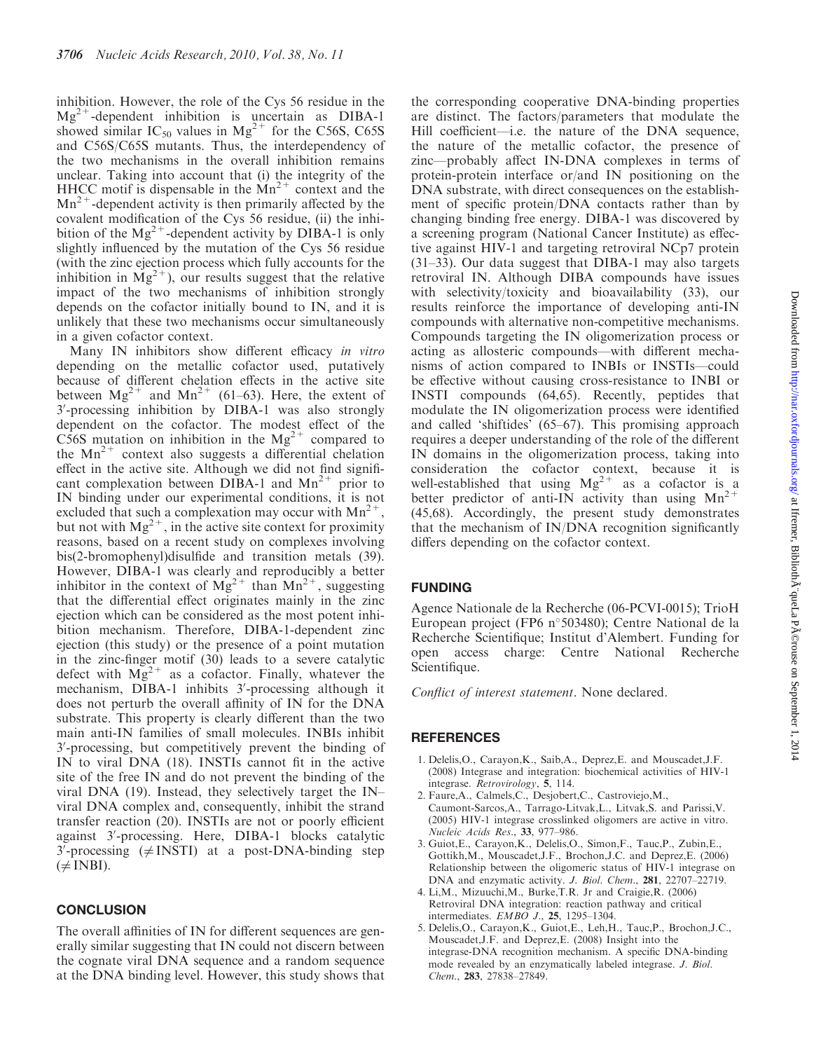inhibition. However, the role of the Cys 56 residue in the $Mg^{2+}$-dependent inhibition is uncertain as DIBA-1 showed similar $IC_{50}$ values in $Mg^{2+}$ for the C56S, C65S and C56S/C65S mutants. Thus, the interdependency of the two mechanisms in the overall inhibition remains unclear. Taking into account that (i) the integrity of the HHCC motif is dispensable in the $Mn^{2+}$ context and the $Mn^{2+}$-dependent activity is then primarily affected by the covalent modification of the Cys 56 residue, (ii) the inhibition of the $Mg^{2+}$-dependent activity by DIBA-1 is only slightly influenced by the mutation of the Cys 56 residue (with the zinc ejection process which fully accounts for the inhibition in $Mg^{2+}$), our results suggest that the relative impact of the two mechanisms of inhibition strongly depends on the cofactor initially bound to IN, and it is unlikely that these two mechanisms occur simultaneously in a given cofactor context.

Many IN inhibitors show different efficacy *in vitro* depending on the metallic cofactor used, putatively because of different chelation effects in the active site between $Mg^{2+}$ and $Mn^{2+}$ (61–63). Here, the extent of 3′-processing inhibition by DIBA-1 was also strongly dependent on the cofactor. The modest effect of the C56S mutation on inhibition in the $Mg^{2+}$ compared to the $Mn^{2+}$ context also suggests a differential chelation effect in the active site. Although we did not find significant complexation between DIBA-1 and $Mn^{2+}$ prior to IN binding under our experimental conditions, it is not excluded that such a complexation may occur with $Mn^{2+}$, but not with $Mg^{2+}$, in the active site context for proximity reasons, based on a recent study on complexes involving bis(2-bromophenyl)disulfide and transition metals (39). However, DIBA-1 was clearly and reproducibly a better inhibitor in the context of $Mg^{2+}$ than $Mn^{2+}$, suggesting that the differential effect originates mainly in the zinc ejection which can be considered as the most potent inhibition mechanism. Therefore, DIBA-1-dependent zinc ejection (this study) or the presence of a point mutation in the zinc-finger motif (30) leads to a severe catalytic defect with $Mg^{2+}$ as a cofactor. Finally, whatever the mechanism, DIBA-1 inhibits 3′-processing although it does not perturb the overall affinity of IN for the DNA substrate. This property is clearly different than the two main anti-IN families of small molecules. INBIs inhibit 3′-processing, but competitively prevent the binding of IN to viral DNA (18). INSTIs cannot fit in the active site of the free IN and do not prevent the binding of the viral DNA (19). Instead, they selectively target the IN–viral DNA complex and, consequently, inhibit the strand transfer reaction (20). INSTIs are not or poorly efficient against 3′-processing. Here, DIBA-1 blocks catalytic 3′-processing ($\neq$INSTI) at a post-DNA-binding step ($\neq$INBI).

## CONCLUSION

The overall affinities of IN for different sequences are generally similar suggesting that IN could not discern between the cognate viral DNA sequence and a random sequence at the DNA binding level. However, this study shows that the corresponding cooperative DNA-binding properties are distinct. The factors/parameters that modulate the Hill coefficient—i.e. the nature of the DNA sequence, the nature of the metallic cofactor, the presence of zinc—probably affect IN-DNA complexes in terms of protein-protein interface or/and IN positioning on the DNA substrate, with direct consequences on the establishment of specific protein/DNA contacts rather than by changing binding free energy. DIBA-1 was discovered by a screening program (National Cancer Institute) as effective against HIV-1 and targeting retroviral NCp7 protein (31–33). Our data suggest that DIBA-1 may also targets retroviral IN. Although DIBA compounds have issues with selectivity/toxicity and bioavailability (33), our results reinforce the importance of developing anti-IN compounds with alternative non-competitive mechanisms. Compounds targeting the IN oligomerization process or acting as allosteric compounds—with different mechanisms of action compared to INBIs or INSTIs—could be effective without causing cross-resistance to INBI or INSTI compounds (64,65). Recently, peptides that modulate the IN oligomerization process were identified and called 'shiftides' (65–67). This promising approach requires a deeper understanding of the role of the different IN domains in the oligomerization process, taking into consideration the cofactor context, because it is well-established that using $Mg^{2+}$ as a cofactor is a better predictor of anti-IN activity than using $Mn^{2+}$ (45,68). Accordingly, the present study demonstrates that the mechanism of IN/DNA recognition significantly differs depending on the cofactor context.

## FUNDING

Agence Nationale de la Recherche (06-PCVI-0015); TrioH European project (FP6 n°503480); Centre National de la Recherche Scientifique; Institut d'Alembert. Funding for open access charge: Centre National Recherche Scientifique.

*Conflict of interest statement*. None declared.

## REFERENCES

1. Delelis,O., Carayon,K., Saib,A., Deprez,E. and Mouscadet,J.F. (2008) Integrase and integration: biochemical activities of HIV-1 integrase. *Retrovirology*, **5**, 114.
2. Faure,A., Calmels,C., Desjobert,C., Castroviejo,M., Caumont-Sarcos,A., Tarrago-Litvak,L., Litvak,S. and Parissi,V. (2005) HIV-1 integrase crosslinked oligomers are active in vitro. *Nucleic Acids Res.*, **33**, 977–986.
3. Guiot,E., Carayon,K., Delelis,O., Simon,F., Tauc,P., Zubin,E., Gottikh,M., Mouscadet,J.F., Brochon,J.C. and Deprez,E. (2006) Relationship between the oligomeric status of HIV-1 integrase on DNA and enzymatic activity. *J. Biol. Chem.*, **281**, 22707–22719.
4. Li,M., Mizuuchi,M., Burke,T.R. Jr and Craigie,R. (2006) Retroviral DNA integration: reaction pathway and critical intermediates. *EMBO J.*, **25**, 1295–1304.
5. Delelis,O., Carayon,K., Guiot,E., Leh,H., Tauc,P., Brochon,J.C., Mouscadet,J.F. and Deprez,E. (2008) Insight into the integrase-DNA recognition mechanism. A specific DNA-binding mode revealed by an enzymatically labeled integrase. *J. Biol. Chem.*, **283**, 27838–27849.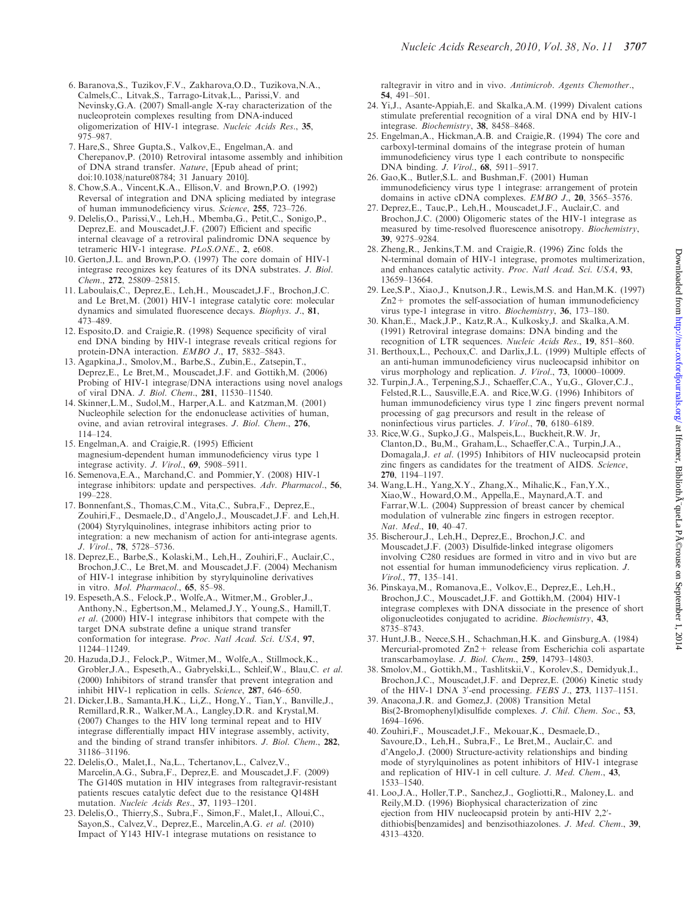6. Baranova,S., Tuzikov,F.V., Zakharova,O.D., Tuzikova,N.A., Calmels,C., Litvak,S., Tarrago-Litvak,L., Parissi,V. and Nevinsky,G.A. (2007) Small-angle X-ray characterization of the nucleoprotein complexes resulting from DNA-induced oligomerization of HIV-1 integrase. *Nucleic Acids Res.*, **35**, 975–987.
7. Hare,S., Shree Gupta,S., Valkov,E., Engelman,A. and Cherepanov,P. (2010) Retroviral intasome assembly and inhibition of DNA strand transfer. *Nature*, [Epub ahead of print; doi:10.1038/nature08784; 31 January 2010].
8. Chow,S.A., Vincent,K.A., Ellison,V. and Brown,P.O. (1992) Reversal of integration and DNA splicing mediated by integrase of human immunodeficiency virus. *Science*, **255**, 723–726.
9. Delelis,O., Parissi,V., Leh,H., Mbemba,G., Petit,C., Sonigo,P., Deprez,E. and Mouscadet,J.F. (2007) Efficient and specific internal cleavage of a retroviral palindromic DNA sequence by tetrameric HIV-1 integrase. *PLoS.ONE.*, **2**, e608.
10. Gerton,J.L. and Brown,P.O. (1997) The core domain of HIV-1 integrase recognizes key features of its DNA substrates. *J. Biol. Chem.*, **272**, 25809–25815.
11. Laboulais,C., Deprez,E., Leh,H., Mouscadet,J.F., Brochon,J.C. and Le Bret,M. (2001) HIV-1 integrase catalytic core: molecular dynamics and simulated fluorescence decays. *Biophys. J.*, **81**, 473–489.
12. Esposito,D. and Craigie,R. (1998) Sequence specificity of viral end DNA binding by HIV-1 integrase reveals critical regions for protein-DNA interaction. *EMBO J.*, **17**, 5832–5843.
13. Agapkina,J., Smolov,M., Barbe,S., Zubin,E., Zatsepin,T., Deprez,E., Le Bret,M., Mouscadet,J.F. and Gottikh,M. (2006) Probing of HIV-1 integrase/DNA interactions using novel analogs of viral DNA. *J. Biol. Chem.*, **281**, 11530–11540.
14. Skinner,L.M., Sudol,M., Harper,A.L. and Katzman,M. (2001) Nucleophile selection for the endonuclease activities of human, ovine, and avian retroviral integrases. *J. Biol. Chem.*, **276**, 114–124.
15. Engelman,A. and Craigie,R. (1995) Efficient magnesium-dependent human immunodeficiency virus type 1 integrase activity. *J. Virol.*, **69**, 5908–5911.
16. Semenova,E.A., Marchand,C. and Pommier,Y. (2008) HIV-1 integrase inhibitors: update and perspectives. *Adv. Pharmacol.*, **56**, 199–228.
17. Bonnenfant,S., Thomas,C.M., Vita,C., Subra,F., Deprez,E., Zouhiri,F., Desmaele,D., d'Angelo,J., Mouscadet,J.F. and Leh,H. (2004) Styrylquinolines, integrase inhibitors acting prior to integration: a new mechanism of action for anti-integrase agents. *J. Virol.*, **78**, 5728–5736.
18. Deprez,E., Barbe,S., Kolaski,M., Leh,H., Zouhiri,F., Auclair,C., Brochon,J.C., Le Bret,M. and Mouscadet,J.F. (2004) Mechanism of HIV-1 integrase inhibition by styrylquinoline derivatives in vitro. *Mol. Pharmacol.*, **65**, 85–98.
19. Espeseth,A.S., Felock,P., Wolfe,A., Witmer,M., Grobler,J., Anthony,N., Egbertson,M., Melamed,J.Y., Young,S., Hamill,T. *et al.* (2000) HIV-1 integrase inhibitors that compete with the target DNA substrate define a unique strand transfer conformation for integrase. *Proc. Natl Acad. Sci. USA*, **97**, 11244–11249.
20. Hazuda,D.J., Felock,P., Witmer,M., Wolfe,A., Stillmock,K., Grobler,J.A., Espeseth,A., Gabryelski,L., Schleif,W., Blau,C. *et al.* (2000) Inhibitors of strand transfer that prevent integration and inhibit HIV-1 replication in cells. *Science*, **287**, 646–650.
21. Dicker,I.B., Samanta,H.K., Li,Z., Hong,Y., Tian,Y., Banville,J., Remillard,R.R., Walker,M.A., Langley,D.R. and Krystal,M. (2007) Changes to the HIV long terminal repeat and to HIV integrase differentially impact HIV integrase assembly, activity, and the binding of strand transfer inhibitors. *J. Biol. Chem.*, **282**, 31186–31196.
22. Delelis,O., Malet,I., Na,L., Tchertanov,L., Calvez,V., Marcelin,A.G., Subra,F., Deprez,E. and Mouscadet,J.F. (2009) The G140S mutation in HIV integrases from raltegravir-resistant patients rescues catalytic defect due to the resistance Q148H mutation. *Nucleic Acids Res.*, **37**, 1193–1201.
23. Delelis,O., Thierry,S., Subra,F., Simon,F., Malet,I., Alloui,C., Sayon,S., Calvez,V., Deprez,E., Marcelin,A.G. *et al.* (2010) Impact of Y143 HIV-1 integrase mutations on resistance to raltegravir in vitro and in vivo. *Antimicrob. Agents Chemother.*, **54**, 491–501.
24. Yi,J., Asante-Appiah,E. and Skalka,A.M. (1999) Divalent cations stimulate preferential recognition of a viral DNA end by HIV-1 integrase. *Biochemistry*, **38**, 8458–8468.
25. Engelman,A., Hickman,A.B. and Craigie,R. (1994) The core and carboxyl-terminal domains of the integrase protein of human immunodeficiency virus type 1 each contribute to nonspecific DNA binding. *J. Virol.*, **68**, 5911–5917.
26. Gao,K., Butler,S.L. and Bushman,F. (2001) Human immunodeficiency virus type 1 integrase: arrangement of protein domains in active cDNA complexes. *EMBO J.*, **20**, 3565–3576.
27. Deprez,E., Tauc,P., Leh,H., Mouscadet,J.F., Auclair,C. and Brochon,J.C. (2000) Oligomeric states of the HIV-1 integrase as measured by time-resolved fluorescence anisotropy. *Biochemistry*, **39**, 9275–9284.
28. Zheng,R., Jenkins,T.M. and Craigie,R. (1996) Zinc folds the N-terminal domain of HIV-1 integrase, promotes multimerization, and enhances catalytic activity. *Proc. Natl Acad. Sci. USA*, **93**, 13659–13664.
29. Lee,S.P., Xiao,J., Knutson,J.R., Lewis,M.S. and Han,M.K. (1997) $Zn2+$ promotes the self-association of human immunodeficiency virus type-1 integrase in vitro. *Biochemistry*, **36**, 173–180.
30. Khan,E., Mack,J.P., Katz,R.A., Kulkosky,J. and Skalka,A.M. (1991) Retroviral integrase domains: DNA binding and the recognition of LTR sequences. *Nucleic Acids Res.*, **19**, 851–860.
31. Berthoux,L., Pechoux,C. and Darlix,J.L. (1999) Multiple effects of an anti-human immunodeficiency virus nucleocapsid inhibitor on virus morphology and replication. *J. Virol.*, **73**, 10000–10009.
32. Turpin,J.A., Terpening,S.J., Schaeffer,C.A., Yu,G., Glover,C.J., Felsted,R.L., Sausville,E.A. and Rice,W.G. (1996) Inhibitors of human immunodeficiency virus type 1 zinc fingers prevent normal processing of gag precursors and result in the release of noninfectious virus particles. *J. Virol.*, **70**, 6180–6189.
33. Rice,W.G., Supko,J.G., Malspeis,L., Buckheit,R.W. Jr, Clanton,D., Bu,M., Graham,L., Schaeffer,C.A., Turpin,J.A., Domagala,J. *et al.* (1995) Inhibitors of HIV nucleocapsid protein zinc fingers as candidates for the treatment of AIDS. *Science*, **270**, 1194–1197.
34. Wang,L.H., Yang,X.Y., Zhang,X., Mihalic,K., Fan,Y.X., Xiao,W., Howard,O.M., Appella,E., Maynard,A.T. and Farrar,W.L. (2004) Suppression of breast cancer by chemical modulation of vulnerable zinc fingers in estrogen receptor. *Nat. Med.*, **10**, 40–47.
35. Bischerour,J., Leh,H., Deprez,E., Brochon,J.C. and Mouscadet,J.F. (2003) Disulfide-linked integrase oligomers involving C280 residues are formed in vitro and in vivo but are not essential for human immunodeficiency virus replication. *J. Virol.*, **77**, 135–141.
36. Pinskaya,M., Romanova,E., Volkov,E., Deprez,E., Leh,H., Brochon,J.C., Mouscadet,J.F. and Gottikh,M. (2004) HIV-1 integrase complexes with DNA dissociate in the presence of short oligonucleotides conjugated to acridine. *Biochemistry*, **43**, 8735–8743.
37. Hunt,J.B., Neece,S.H., Schachman,H.K. and Ginsburg,A. (1984) Mercurial-promoted $Zn2+$ release from Escherichia coli aspartate transcarbamoylase. *J. Biol. Chem.*, **259**, 14793–14803.
38. Smolov,M., Gottikh,M., Tashlitskii,V., Korolev,S., Demidyuk,I., Brochon,J.C., Mouscadet,J.F. and Deprez,E. (2006) Kinetic study of the HIV-1 DNA 3′-end processing. *FEBS J.*, **273**, 1137–1151.
39. Anacona,J.R. and Gomez,J. (2008) Transition Metal Bis(2-Bromophenyl)disulfide complexes. *J. Chil. Chem. Soc.*, **53**, 1694–1696.
40. Zouhiri,F., Mouscadet,J.F., Mekouar,K., Desmaele,D., Savoure,D., Leh,H., Subra,F., Le Bret,M., Auclair,C. and d'Angelo,J. (2000) Structure-activity relationships and binding mode of styrylquinolines as potent inhibitors of HIV-1 integrase and replication of HIV-1 in cell culture. *J. Med. Chem.*, **43**, 1533–1540.
41. Loo,J.A., Holler,T.P., Sanchez,J., Gogliotti,R., Maloney,L. and Reily,M.D. (1996) Biophysical characterization of zinc ejection from HIV nucleocapsid protein by anti-HIV 2,2′-dithiobis[benzamides] and benzisothiazolones. *J. Med. Chem.*, **39**, 4313–4320.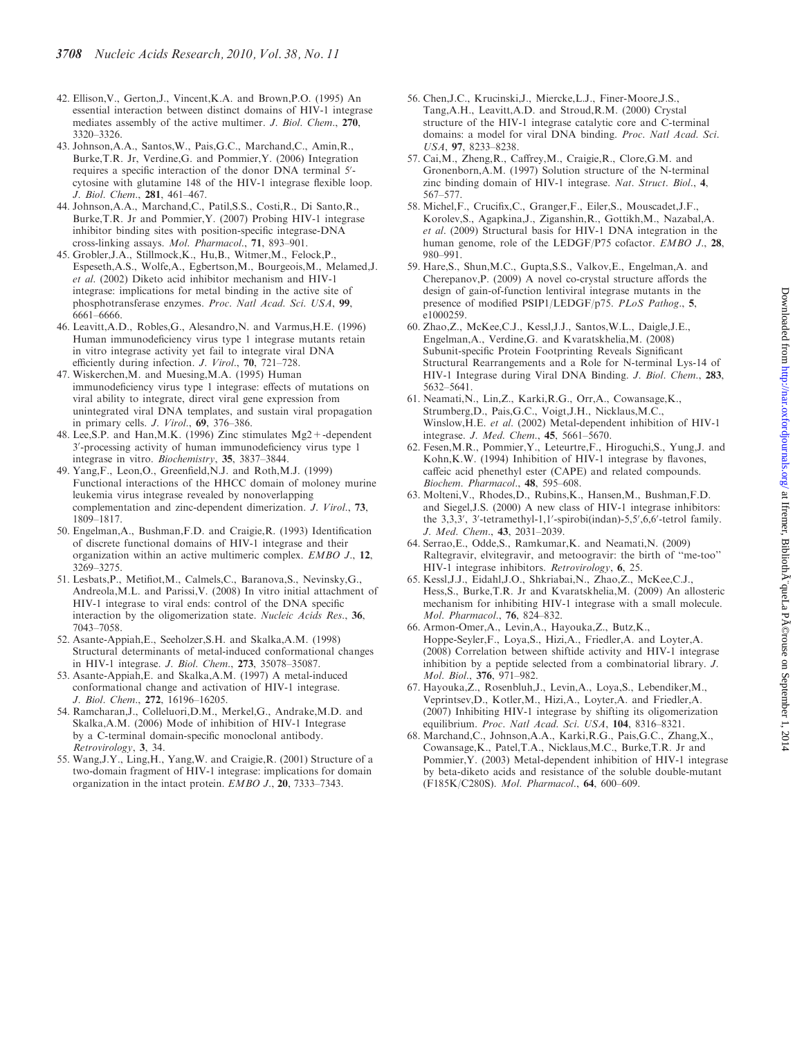42. Ellison,V., Gerton,J., Vincent,K.A. and Brown,P.O. (1995) An essential interaction between distinct domains of HIV-1 integrase mediates assembly of the active multimer. *J. Biol. Chem.*, **270**, 3320–3326.
43. Johnson,A.A., Santos,W., Pais,G.C., Marchand,C., Amin,R., Burke,T.R. Jr, Verdine,G. and Pommier,Y. (2006) Integration requires a specific interaction of the donor DNA terminal 5′-cytosine with glutamine 148 of the HIV-1 integrase flexible loop. *J. Biol. Chem.*, **281**, 461–467.
44. Johnson,A.A., Marchand,C., Patil,S.S., Costi,R., Di Santo,R., Burke,T.R. Jr and Pommier,Y. (2007) Probing HIV-1 integrase inhibitor binding sites with position-specific integrase-DNA cross-linking assays. *Mol. Pharmacol.*, **71**, 893–901.
45. Grobler,J.A., Stillmock,K., Hu,B., Witmer,M., Felock,P., Espeseth,A.S., Wolfe,A., Egbertson,M., Bourgeois,M., Melamed,J. *et al.* (2002) Diketo acid inhibitor mechanism and HIV-1 integrase: implications for metal binding in the active site of phosphotransferase enzymes. *Proc. Natl Acad. Sci. USA*, **99**, 6661–6666.
46. Leavitt,A.D., Robles,G., Alesandro,N. and Varmus,H.E. (1996) Human immunodeficiency virus type 1 integrase mutants retain in vitro integrase activity yet fail to integrate viral DNA efficiently during infection. *J. Virol.*, **70**, 721–728.
47. Wiskerchen,M. and Muesing,M.A. (1995) Human immunodeficiency virus type 1 integrase: effects of mutations on viral ability to integrate, direct viral gene expression from unintegrated viral DNA templates, and sustain viral propagation in primary cells. *J. Virol.*, **69**, 376–386.
48. Lee,S.P. and Han,M.K. (1996) Zinc stimulates Mg2+-dependent 3′-processing activity of human immunodeficiency virus type 1 integrase in vitro. *Biochemistry*, **35**, 3837–3844.
49. Yang,F., Leon,O., Greenfield,N.J. and Roth,M.J. (1999) Functional interactions of the HHCC domain of moloney murine leukemia virus integrase revealed by nonoverlapping complementation and zinc-dependent dimerization. *J. Virol.*, **73**, 1809–1817.
50. Engelman,A., Bushman,F.D. and Craigie,R. (1993) Identification of discrete functional domains of HIV-1 integrase and their organization within an active multimeric complex. *EMBO J.*, **12**, 3269–3275.
51. Lesbats,P., Metifiot,M., Calmels,C., Baranova,S., Nevinsky,G., Andreola,M.L. and Parissi,V. (2008) In vitro initial attachment of HIV-1 integrase to viral ends: control of the DNA specific interaction by the oligomerization state. *Nucleic Acids Res.*, **36**, 7043–7058.
52. Asante-Appiah,E., Seeholzer,S.H. and Skalka,A.M. (1998) Structural determinants of metal-induced conformational changes in HIV-1 integrase. *J. Biol. Chem.*, **273**, 35078–35087.
53. Asante-Appiah,E. and Skalka,A.M. (1997) A metal-induced conformational change and activation of HIV-1 integrase. *J. Biol. Chem.*, **272**, 16196–16205.
54. Ramcharan,J., Colleluori,D.M., Merkel,G., Andrake,M.D. and Skalka,A.M. (2006) Mode of inhibition of HIV-1 Integrase by a C-terminal domain-specific monoclonal antibody. *Retrovirology*, **3**, 34.
55. Wang,J.Y., Ling,H., Yang,W. and Craigie,R. (2001) Structure of a two-domain fragment of HIV-1 integrase: implications for domain organization in the intact protein. *EMBO J.*, **20**, 7333–7343.
56. Chen,J.C., Krucinski,J., Miercke,L.J., Finer-Moore,J.S., Tang,A.H., Leavitt,A.D. and Stroud,R.M. (2000) Crystal structure of the HIV-1 integrase catalytic core and C-terminal domains: a model for viral DNA binding. *Proc. Natl Acad. Sci. USA*, **97**, 8233–8238.
57. Cai,M., Zheng,R., Caffrey,M., Craigie,R., Clore,G.M. and Gronenborn,A.M. (1997) Solution structure of the N-terminal zinc binding domain of HIV-1 integrase. *Nat. Struct. Biol.*, **4**, 567–577.
58. Michel,F., Crucifix,C., Granger,F., Eiler,S., Mouscadet,J.F., Korolev,S., Agapkina,J., Ziganshin,R., Gottikh,M., Nazabal,A. *et al.* (2009) Structural basis for HIV-1 DNA integration in the human genome, role of the LEDGF/P75 cofactor. *EMBO J.*, **28**, 980–991.
59. Hare,S., Shun,M.C., Gupta,S.S., Valkov,E., Engelman,A. and Cherepanov,P. (2009) A novel co-crystal structure affords the design of gain-of-function lentiviral integrase mutants in the presence of modified PSIP1/LEDGF/p75. *PLoS Pathog.*, **5**, e1000259.
60. Zhao,Z., McKee,C.J., Kessl,J.J., Santos,W.L., Daigle,J.E., Engelman,A., Verdine,G. and Kvaratskhelia,M. (2008) Subunit-specific Protein Footprinting Reveals Significant Structural Rearrangements and a Role for N-terminal Lys-14 of HIV-1 Integrase during Viral DNA Binding. *J. Biol. Chem.*, **283**, 5632–5641.
61. Neamati,N., Lin,Z., Karki,R.G., Orr,A., Cowansage,K., Strumberg,D., Pais,G.C., Voigt,J.H., Nicklaus,M.C., Winslow,H.E. *et al.* (2002) Metal-dependent inhibition of HIV-1 integrase. *J. Med. Chem.*, **45**, 5661–5670.
62. Fesen,M.R., Pommier,Y., Leteurtre,F., Hiroguchi,S., Yung,J. and Kohn,K.W. (1994) Inhibition of HIV-1 integrase by flavones, caffeic acid phenethyl ester (CAPE) and related compounds. *Biochem. Pharmacol.*, **48**, 595–608.
63. Molteni,V., Rhodes,D., Rubins,K., Hansen,M., Bushman,F.D. and Siegel,J.S. (2000) A new class of HIV-1 integrase inhibitors: the 3,3,3′, 3′-tetramethyl-1,1′-spirobi(indan)-5,5′,6,6′-tetrol family. *J. Med. Chem.*, **43**, 2031–2039.
64. Serrao,E., Odde,S., Ramkumar,K. and Neamati,N. (2009) Raltegravir, elvitegravir, and metoogravir: the birth of "me-too" HIV-1 integrase inhibitors. *Retrovirology*, **6**, 25.
65. Kessl,J.J., Eidahl,J.O., Shkriabai,N., Zhao,Z., McKee,C.J., Hess,S., Burke,T.R. Jr and Kvaratskhelia,M. (2009) An allosteric mechanism for inhibiting HIV-1 integrase with a small molecule. *Mol. Pharmacol.*, **76**, 824–832.
66. Armon-Omer,A., Levin,A., Hayouka,Z., Butz,K., Hoppe-Seyler,F., Loya,S., Hizi,A., Friedler,A. and Loyter,A. (2008) Correlation between shiftide activity and HIV-1 integrase inhibition by a peptide selected from a combinatorial library. *J. Mol. Biol.*, **376**, 971–982.
67. Hayouka,Z., Rosenbluh,J., Levin,A., Loya,S., Lebendiker,M., Veprintsev,D., Kotler,M., Hizi,A., Loyter,A. and Friedler,A. (2007) Inhibiting HIV-1 integrase by shifting its oligomerization equilibrium. *Proc. Natl Acad. Sci. USA*, **104**, 8316–8321.
68. Marchand,C., Johnson,A.A., Karki,R.G., Pais,G.C., Zhang,X., Cowansage,K., Patel,T.A., Nicklaus,M.C., Burke,T.R. Jr and Pommier,Y. (2003) Metal-dependent inhibition of HIV-1 integrase by beta-diketo acids and resistance of the soluble double-mutant (F185K/C280S). *Mol. Pharmacol.*, **64**, 600–609.